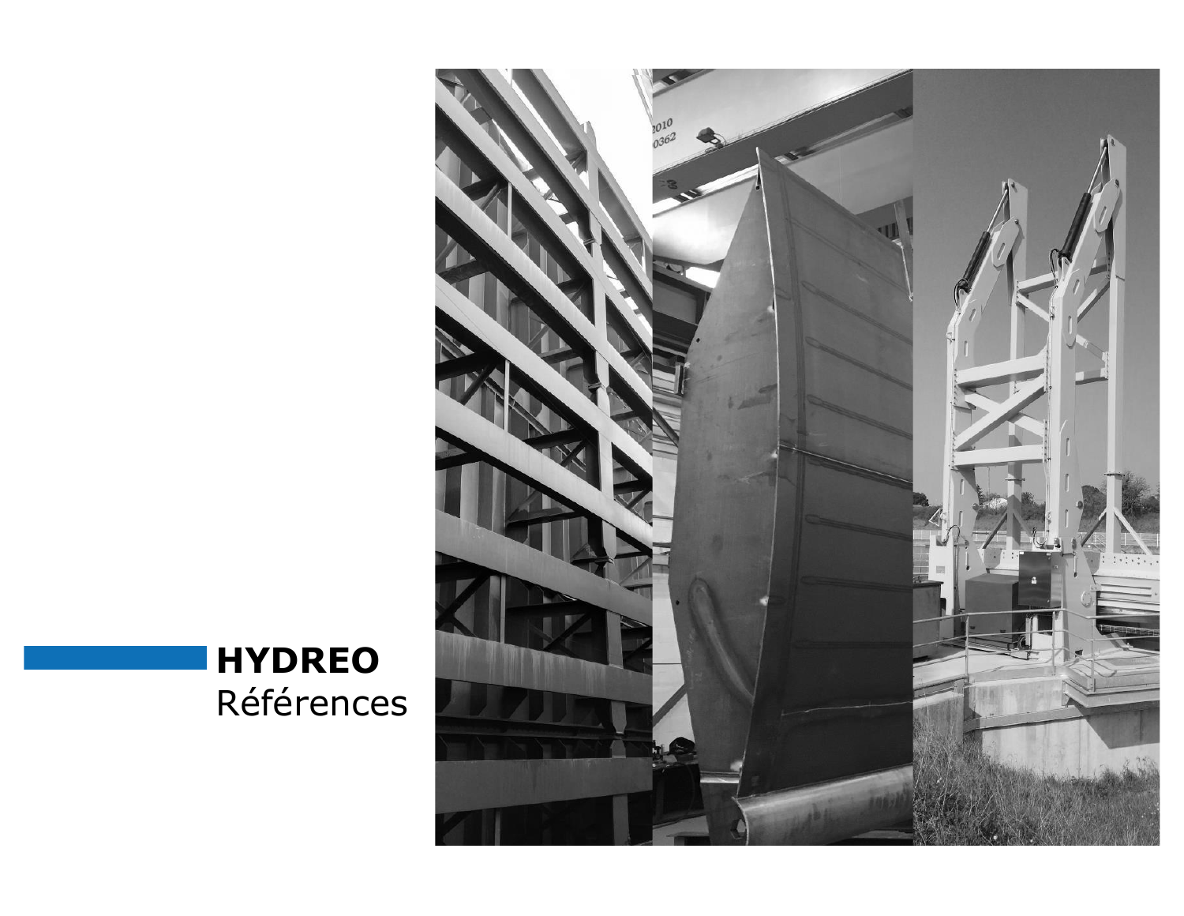**HYDREO**
Références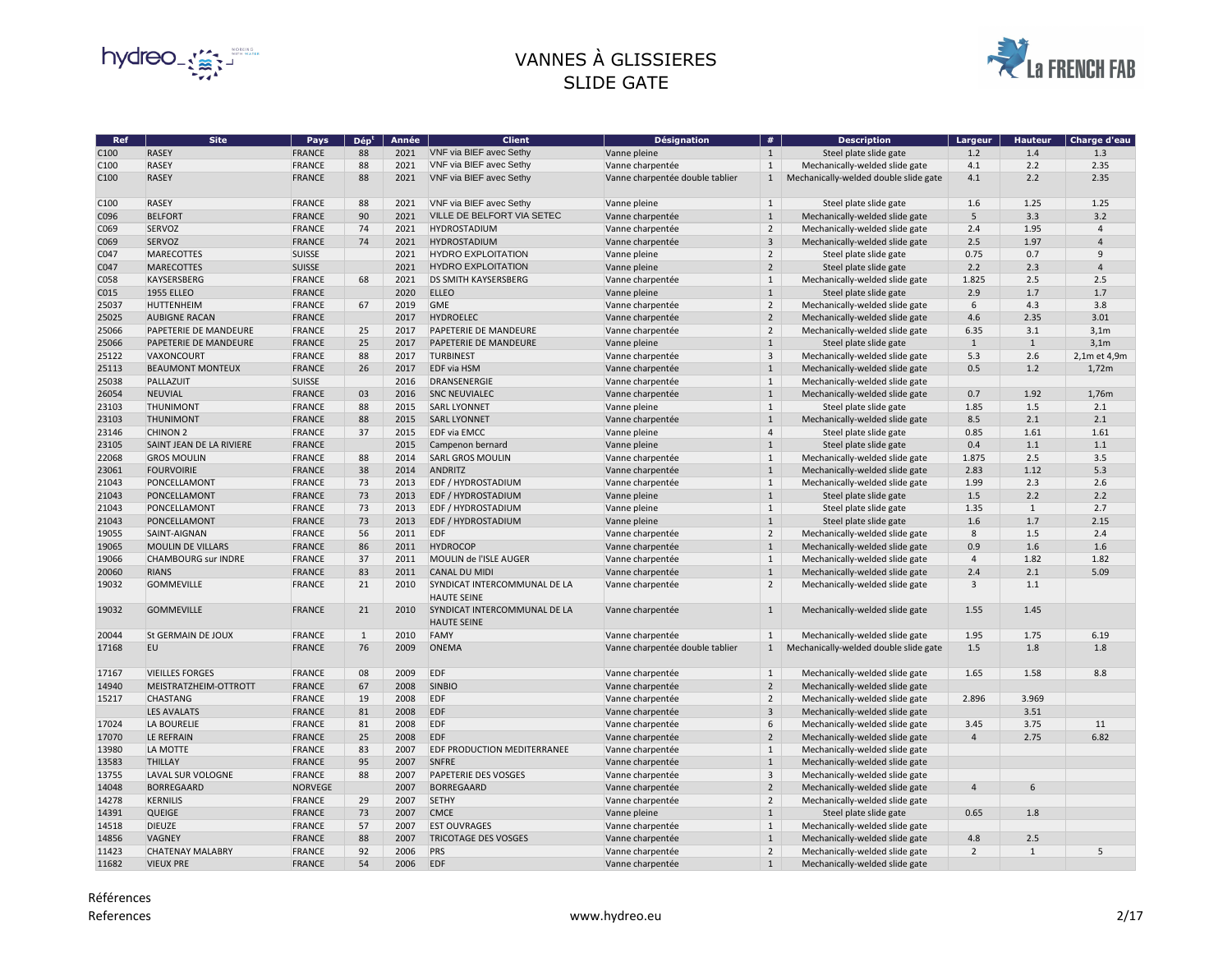# VANNES À GLISSIERES
# SLIDE GATE

| Ref | Site | Pays | Dép[t] | Année | Client | Désignation | # | Description | Largeur | Hauteur | Charge d'eau |
|---|---|---|---|---|---|---|---|---|---|---|---|
| C100 | RASEY | FRANCE | 88 | 2021 | VNF via BIEF avec Sethy | Vanne pleine | 1 | Steel plate slide gate | 1.2 | 1.4 | 1.3 |
| C100 | RASEY | FRANCE | 88 | 2021 | VNF via BIEF avec Sethy | Vanne charpentée | 1 | Mechanically-welded slide gate | 4.1 | 2.2 | 2.35 |
| C100 | RASEY | FRANCE | 88 | 2021 | VNF via BIEF avec Sethy | Vanne charpentée double tablier | 1 | Mechanically-welded double slide gate | 4.1 | 2.2 | 2.35 |
| C100 | RASEY | FRANCE | 88 | 2021 | VNF via BIEF avec Sethy | Vanne pleine | 1 | Steel plate slide gate | 1.6 | 1.25 | 1.25 |
| C096 | BELFORT | FRANCE | 90 | 2021 | VILLE DE BELFORT VIA SETEC | Vanne charpentée | 1 | Mechanically-welded slide gate | 5 | 3.3 | 3.2 |
| C069 | SERVOZ | FRANCE | 74 | 2021 | HYDROSTADIUM | Vanne charpentée | 2 | Mechanically-welded slide gate | 2.4 | 1.95 | 4 |
| C069 | SERVOZ | FRANCE | 74 | 2021 | HYDROSTADIUM | Vanne charpentée | 3 | Mechanically-welded slide gate | 2.5 | 1.97 | 4 |
| C047 | MARECOTTES | SUISSE | | 2021 | HYDRO EXPLOITATION | Vanne pleine | 2 | Steel plate slide gate | 0.75 | 0.7 | 9 |
| C047 | MARECOTTES | SUISSE | | 2021 | HYDRO EXPLOITATION | Vanne pleine | 2 | Steel plate slide gate | 2.2 | 2.3 | 4 |
| C058 | KAYSERSBERG | FRANCE | 68 | 2021 | DS SMITH KAYSERSBERG | Vanne charpentée | 1 | Mechanically-welded slide gate | 1.825 | 2.5 | 2.5 |
| C015 | 1955 ELLEO | FRANCE | | 2020 | ELLEO | Vanne pleine | 1 | Steel plate slide gate | 2.9 | 1.7 | 1.7 |
| 25037 | HUTTENHEIM | FRANCE | 67 | 2019 | GME | Vanne charpentée | 2 | Mechanically-welded slide gate | 6 | 4.3 | 3.8 |
| 25025 | AUBIGNE RACAN | FRANCE | | 2017 | HYDROELEC | Vanne charpentée | 2 | Mechanically-welded slide gate | 4.6 | 2.35 | 3.01 |
| 25066 | PAPETERIE DE MANDEURE | FRANCE | 25 | 2017 | PAPETERIE DE MANDEURE | Vanne charpentée | 2 | Mechanically-welded slide gate | 6.35 | 3.1 | 3,1m |
| 25066 | PAPETERIE DE MANDEURE | FRANCE | 25 | 2017 | PAPETERIE DE MANDEURE | Vanne pleine | 1 | Steel plate slide gate | 1 | 1 | 3,1m |
| 25122 | VAXONCOURT | FRANCE | 88 | 2017 | TURBINEST | Vanne charpentée | 3 | Mechanically-welded slide gate | 5.3 | 2.6 | 2,1m et 4,9m |
| 25113 | BEAUMONT MONTEUX | FRANCE | 26 | 2017 | EDF via HSM | Vanne charpentée | 1 | Mechanically-welded slide gate | 0.5 | 1.2 | 1,72m |
| 25038 | PALLAZUIT | SUISSE | | 2016 | DRANSENERGIE | Vanne charpentée | 1 | Mechanically-welded slide gate | | | |
| 26054 | NEUVIAL | FRANCE | 03 | 2016 | SNC NEUVIALEC | Vanne charpentée | 1 | Mechanically-welded slide gate | 0.7 | 1.92 | 1,76m |
| 23103 | THUNIMONT | FRANCE | 88 | 2015 | SARL LYONNET | Vanne pleine | 1 | Steel plate slide gate | 1.85 | 1.5 | 2.1 |
| 23103 | THUNIMONT | FRANCE | 88 | 2015 | SARL LYONNET | Vanne charpentée | 1 | Mechanically-welded slide gate | 8.5 | 2.1 | 2.1 |
| 23146 | CHINON 2 | FRANCE | 37 | 2015 | EDF via EMCC | Vanne pleine | 4 | Steel plate slide gate | 0.85 | 1.61 | 1.61 |
| 23105 | SAINT JEAN DE LA RIVIERE | FRANCE | | 2015 | Campenon bernard | Vanne pleine | 1 | Steel plate slide gate | 0.4 | 1.1 | 1.1 |
| 22068 | GROS MOULIN | FRANCE | 88 | 2014 | SARL GROS MOULIN | Vanne charpentée | 1 | Mechanically-welded slide gate | 1.875 | 2.5 | 3.5 |
| 23061 | FOURVOIRIE | FRANCE | 38 | 2014 | ANDRITZ | Vanne charpentée | 1 | Mechanically-welded slide gate | 2.83 | 1.12 | 5.3 |
| 21043 | PONCELLAMONT | FRANCE | 73 | 2013 | EDF / HYDROSTADIUM | Vanne charpentée | 1 | Mechanically-welded slide gate | 1.99 | 2.3 | 2.6 |
| 21043 | PONCELLAMONT | FRANCE | 73 | 2013 | EDF / HYDROSTADIUM | Vanne pleine | 1 | Steel plate slide gate | 1.5 | 2.2 | 2.2 |
| 21043 | PONCELLAMONT | FRANCE | 73 | 2013 | EDF / HYDROSTADIUM | Vanne pleine | 1 | Steel plate slide gate | 1.35 | 1 | 2.7 |
| 21043 | PONCELLAMONT | FRANCE | 73 | 2013 | EDF / HYDROSTADIUM | Vanne pleine | 1 | Steel plate slide gate | 1.6 | 1.7 | 2.15 |
| 19055 | SAINT-AIGNAN | FRANCE | 56 | 2011 | EDF | Vanne charpentée | 2 | Mechanically-welded slide gate | 8 | 1.5 | 2.4 |
| 19065 | MOULIN DE VILLARS | FRANCE | 86 | 2011 | HYDROCOP | Vanne charpentée | 1 | Mechanically-welded slide gate | 0.9 | 1.6 | 1.6 |
| 19066 | CHAMBOURG sur INDRE | FRANCE | 37 | 2011 | MOULIN de l'ISLE AUGER | Vanne charpentée | 1 | Mechanically-welded slide gate | 4 | 1.82 | 1.82 |
| 20060 | RIANS | FRANCE | 83 | 2011 | CANAL DU MIDI | Vanne charpentée | 1 | Mechanically-welded slide gate | 2.4 | 2.1 | 5.09 |
| 19032 | GOMMEVILLE | FRANCE | 21 | 2010 | SYNDICAT INTERCOMMUNAL DE LA HAUTE SEINE | Vanne charpentée | 2 | Mechanically-welded slide gate | 3 | 1.1 | |
| 19032 | GOMMEVILLE | FRANCE | 21 | 2010 | SYNDICAT INTERCOMMUNAL DE LA HAUTE SEINE | Vanne charpentée | 1 | Mechanically-welded slide gate | 1.55 | 1.45 | |
| 20044 | St GERMAIN DE JOUX | FRANCE | 1 | 2010 | FAMY | Vanne charpentée | 1 | Mechanically-welded slide gate | 1.95 | 1.75 | 6.19 |
| 17168 | EU | FRANCE | 76 | 2009 | ONEMA | Vanne charpentée double tablier | 1 | Mechanically-welded double slide gate | 1.5 | 1.8 | 1.8 |
| 17167 | VIEILLES FORGES | FRANCE | 08 | 2009 | EDF | Vanne charpentée | 1 | Mechanically-welded slide gate | 1.65 | 1.58 | 8.8 |
| 14940 | MEISTRATZHEIM-OTTROTT | FRANCE | 67 | 2008 | SINBIO | Vanne charpentée | 2 | Mechanically-welded slide gate | | | |
| 15217 | CHASTANG | FRANCE | 19 | 2008 | EDF | Vanne charpentée | 2 | Mechanically-welded slide gate | 2.896 | 3.969 | |
| | LES AVALATS | FRANCE | 81 | 2008 | EDF | Vanne charpentée | 3 | Mechanically-welded slide gate | | 3.51 | |
| 17024 | LA BOURELIE | FRANCE | 81 | 2008 | EDF | Vanne charpentée | 6 | Mechanically-welded slide gate | 3.45 | 3.75 | 11 |
| 17070 | LE REFRAIN | FRANCE | 25 | 2008 | EDF | Vanne charpentée | 2 | Mechanically-welded slide gate | 4 | 2.75 | 6.82 |
| 13980 | LA MOTTE | FRANCE | 83 | 2007 | EDF PRODUCTION MEDITERRANEE | Vanne charpentée | 1 | Mechanically-welded slide gate | | | |
| 13583 | THILLAY | FRANCE | 95 | 2007 | SNFRE | Vanne charpentée | 1 | Mechanically-welded slide gate | | | |
| 13755 | LAVAL SUR VOLOGNE | FRANCE | 88 | 2007 | PAPETERIE DES VOSGES | Vanne charpentée | 3 | Mechanically-welded slide gate | | | |
| 14048 | BORREGAARD | NORVEGE | | 2007 | BORREGAARD | Vanne charpentée | 2 | Mechanically-welded slide gate | 4 | 6 | |
| 14278 | KERNILIS | FRANCE | 29 | 2007 | SETHY | Vanne charpentée | 2 | Mechanically-welded slide gate | | | |
| 14391 | QUEIGE | FRANCE | 73 | 2007 | CMCE | Vanne pleine | 1 | Steel plate slide gate | 0.65 | 1.8 | |
| 14518 | DIEUZE | FRANCE | 57 | 2007 | EST OUVRAGES | Vanne charpentée | 1 | Mechanically-welded slide gate | | | |
| 14856 | VAGNEY | FRANCE | 88 | 2007 | TRICOTAGE DES VOSGES | Vanne charpentée | 1 | Mechanically-welded slide gate | 4.8 | 2.5 | |
| 11423 | CHATENAY MALABRY | FRANCE | 92 | 2006 | PRS | Vanne charpentée | 2 | Mechanically-welded slide gate | 2 | 1 | 5 |
| 11682 | VIEUX PRE | FRANCE | 54 | 2006 | EDF | Vanne charpentée | 1 | Mechanically-welded slide gate | | | |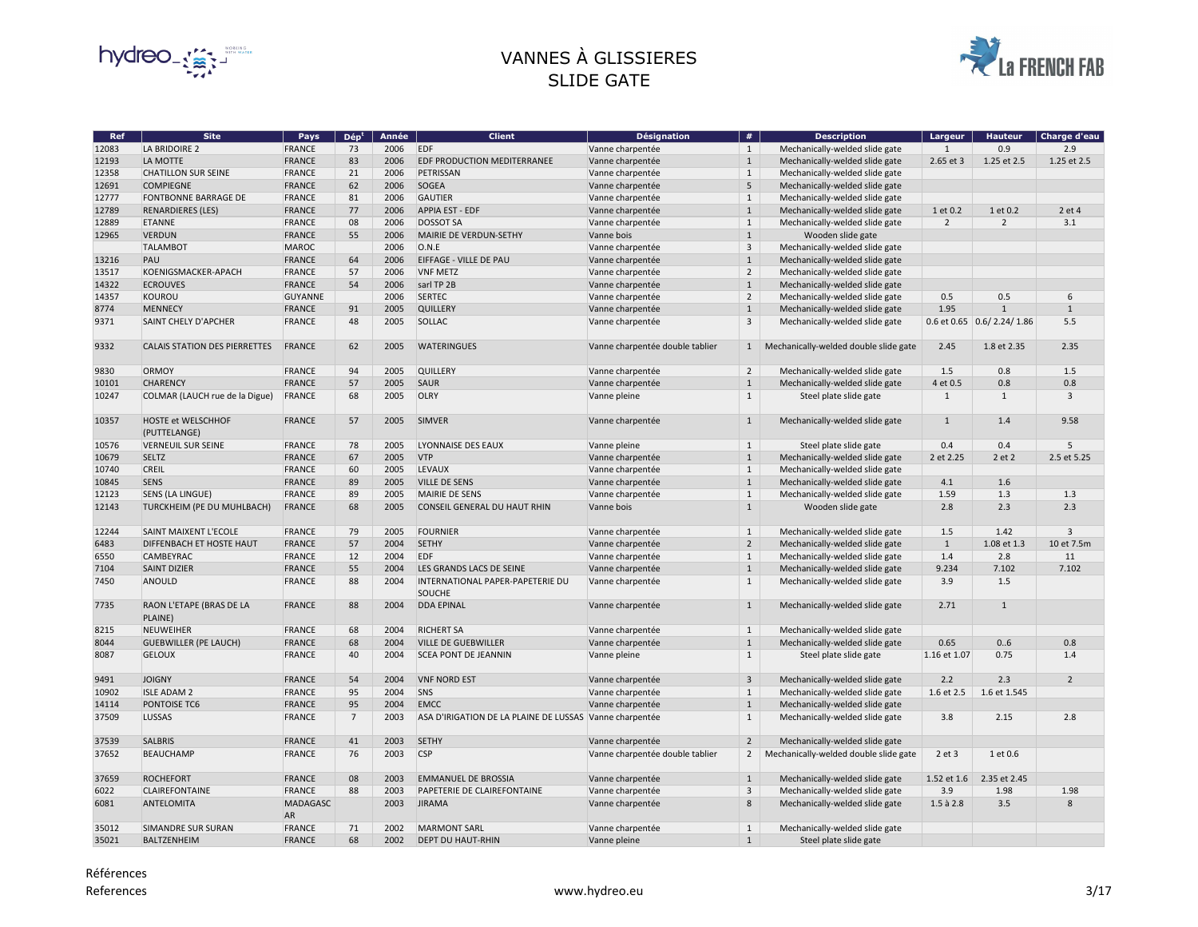# VANNES À GLISSIERES
# SLIDE GATE

| Ref | Site | Pays | Dépt | Année | Client | Désignation | # | Description | Largeur | Hauteur | Charge d'eau |
|---|---|---|---|---|---|---|---|---|---|---|---|
| 12083 | LA BRIDOIRE 2 | FRANCE | 73 | 2006 | EDF | Vanne charpentée | 1 | Mechanically-welded slide gate | 1 | 0.9 | 2.9 |
| 12193 | LA MOTTE | FRANCE | 83 | 2006 | EDF PRODUCTION MEDITERRANEE | Vanne charpentée | 1 | Mechanically-welded slide gate | 2.65 et 3 | 1.25 et 2.5 | 1.25 et 2.5 |
| 12358 | CHATILLON SUR SEINE | FRANCE | 21 | 2006 | PETRISSAN | Vanne charpentée | 1 | Mechanically-welded slide gate | | | |
| 12691 | COMPIEGNE | FRANCE | 62 | 2006 | SOGEA | Vanne charpentée | 5 | Mechanically-welded slide gate | | | |
| 12777 | FONTBONNE BARRAGE DE | FRANCE | 81 | 2006 | GAUTIER | Vanne charpentée | 1 | Mechanically-welded slide gate | | | |
| 12789 | RENARDIERES (LES) | FRANCE | 77 | 2006 | APPIA EST - EDF | Vanne charpentée | 1 | Mechanically-welded slide gate | 1 et 0.2 | 1 et 0.2 | 2 et 4 |
| 12889 | ETANNE | FRANCE | 08 | 2006 | DOSSOT SA | Vanne charpentée | 1 | Mechanically-welded slide gate | 2 | 2 | 3.1 |
| 12965 | VERDUN | FRANCE | 55 | 2006 | MAIRIE DE VERDUN-SETHY | Vanne bois | 1 | Wooden slide gate | | | |
| | TALAMBOT | MAROC | | 2006 | O.N.E | Vanne charpentée | 3 | Mechanically-welded slide gate | | | |
| 13216 | PAU | FRANCE | 64 | 2006 | EIFFAGE - VILLE DE PAU | Vanne charpentée | 1 | Mechanically-welded slide gate | | | |
| 13517 | KOENIGSMACKER-APACH | FRANCE | 57 | 2006 | VNF METZ | Vanne charpentée | 2 | Mechanically-welded slide gate | | | |
| 14322 | ECROUVES | FRANCE | 54 | 2006 | sarl TP 2B | Vanne charpentée | 1 | Mechanically-welded slide gate | | | |
| 14357 | KOUROU | GUYANNE | | 2006 | SERTEC | Vanne charpentée | 2 | Mechanically-welded slide gate | 0.5 | 0.5 | 6 |
| 8774 | MENNECY | FRANCE | 91 | 2005 | QUILLERY | Vanne charpentée | 1 | Mechanically-welded slide gate | 1.95 | 1 | 1 |
| 9371 | SAINT CHELY D'APCHER | FRANCE | 48 | 2005 | SOLLAC | Vanne charpentée | 3 | Mechanically-welded slide gate | 0.6 et 0.65 | 0.6/ 2.24/ 1.86 | 5.5 |
| 9332 | CALAIS STATION DES PIERRETTES | FRANCE | 62 | 2005 | WATERINGUES | Vanne charpentée double tablier | 1 | Mechanically-welded double slide gate | 2.45 | 1.8 et 2.35 | 2.35 |
| 9830 | ORMOY | FRANCE | 94 | 2005 | QUILLERY | Vanne charpentée | 2 | Mechanically-welded slide gate | 1.5 | 0.8 | 1.5 |
| 10101 | CHARENCY | FRANCE | 57 | 2005 | SAUR | Vanne charpentée | 1 | Mechanically-welded slide gate | 4 et 0.5 | 0.8 | 0.8 |
| 10247 | COLMAR (LAUCH rue de la Digue) | FRANCE | 68 | 2005 | OLRY | Vanne pleine | 1 | Steel plate slide gate | 1 | 1 | 3 |
| 10357 | HOSTE et WELSCHHOF (PUTTELANGE) | FRANCE | 57 | 2005 | SIMVER | Vanne charpentée | 1 | Mechanically-welded slide gate | 1 | 1.4 | 9.58 |
| 10576 | VERNEUIL SUR SEINE | FRANCE | 78 | 2005 | LYONNAISE DES EAUX | Vanne pleine | 1 | Steel plate slide gate | 0.4 | 0.4 | 5 |
| 10679 | SELTZ | FRANCE | 67 | 2005 | VTP | Vanne charpentée | 1 | Mechanically-welded slide gate | 2 et 2.25 | 2 et 2 | 2.5 et 5.25 |
| 10740 | CREIL | FRANCE | 60 | 2005 | LEVAUX | Vanne charpentée | 1 | Mechanically-welded slide gate | | | |
| 10845 | SENS | FRANCE | 89 | 2005 | VILLE DE SENS | Vanne charpentée | 1 | Mechanically-welded slide gate | 4.1 | 1.6 | |
| 12123 | SENS (LA LINGUE) | FRANCE | 89 | 2005 | MAIRIE DE SENS | Vanne charpentée | 1 | Mechanically-welded slide gate | 1.59 | 1.3 | 1.3 |
| 12143 | TURCKHEIM (PE DU MUHLBACH) | FRANCE | 68 | 2005 | CONSEIL GENERAL DU HAUT RHIN | Vanne bois | 1 | Wooden slide gate | 2.8 | 2.3 | 2.3 |
| 12244 | SAINT MAIXENT L'ECOLE | FRANCE | 79 | 2005 | FOURNIER | Vanne charpentée | 1 | Mechanically-welded slide gate | 1.5 | 1.42 | 3 |
| 6483 | DIFFENBACH ET HOSTE HAUT | FRANCE | 57 | 2004 | SETHY | Vanne charpentée | 2 | Mechanically-welded slide gate | 1 | 1.08 et 1.3 | 10 et 7.5m |
| 6550 | CAMBEYRAC | FRANCE | 12 | 2004 | EDF | Vanne charpentée | 1 | Mechanically-welded slide gate | 1.4 | 2.8 | 11 |
| 7104 | SAINT DIZIER | FRANCE | 55 | 2004 | LES GRANDS LACS DE SEINE | Vanne charpentée | 1 | Mechanically-welded slide gate | 9.234 | 7.102 | 7.102 |
| 7450 | ANOULD | FRANCE | 88 | 2004 | INTERNATIONAL PAPER-PAPETERIE DU SOUCHE | Vanne charpentée | 1 | Mechanically-welded slide gate | 3.9 | 1.5 | |
| 7735 | RAON L'ETAPE (BRAS DE LA PLAINE) | FRANCE | 88 | 2004 | DDA EPINAL | Vanne charpentée | 1 | Mechanically-welded slide gate | 2.71 | 1 | |
| 8215 | NEUWEIHER | FRANCE | 68 | 2004 | RICHERT SA | Vanne charpentée | 1 | Mechanically-welded slide gate | | | |
| 8044 | GUEBWILLER (PE LAUCH) | FRANCE | 68 | 2004 | VILLE DE GUEBWILLER | Vanne charpentée | 1 | Mechanically-welded slide gate | 0.65 | 0..6 | 0.8 |
| 8087 | GELOUX | FRANCE | 40 | 2004 | SCEA PONT DE JEANNIN | Vanne pleine | 1 | Steel plate slide gate | 1.16 et 1.07 | 0.75 | 1.4 |
| 9491 | JOIGNY | FRANCE | 54 | 2004 | VNF NORD EST | Vanne charpentée | 3 | Mechanically-welded slide gate | 2.2 | 2.3 | 2 |
| 10902 | ISLE ADAM 2 | FRANCE | 95 | 2004 | SNS | Vanne charpentée | 1 | Mechanically-welded slide gate | 1.6 et 2.5 | 1.6 et 1.545 | |
| 14114 | PONTOISE TC6 | FRANCE | 95 | 2004 | EMCC | Vanne charpentée | 1 | Mechanically-welded slide gate | | | |
| 37509 | LUSSAS | FRANCE | 7 | 2003 | ASA D'IRIGATION DE LA PLAINE DE LUSSAS | Vanne charpentée | 1 | Mechanically-welded slide gate | 3.8 | 2.15 | 2.8 |
| 37539 | SALBRIS | FRANCE | 41 | 2003 | SETHY | Vanne charpentée | 2 | Mechanically-welded slide gate | | | |
| 37652 | BEAUCHAMP | FRANCE | 76 | 2003 | CSP | Vanne charpentée double tablier | 2 | Mechanically-welded double slide gate | 2 et 3 | 1 et 0.6 | |
| 37659 | ROCHEFORT | FRANCE | 08 | 2003 | EMMANUEL DE BROSSIA | Vanne charpentée | 1 | Mechanically-welded slide gate | 1.52 et 1.6 | 2.35 et 2.45 | |
| 6022 | CLAIREFONTAINE | FRANCE | 88 | 2003 | PAPETERIE DE CLAIREFONTAINE | Vanne charpentée | 3 | Mechanically-welded slide gate | 3.9 | 1.98 | 1.98 |
| 6081 | ANTELOMITA | MADAGASCAR | | 2003 | JIRAMA | Vanne charpentée | 8 | Mechanically-welded slide gate | 1.5 à 2.8 | 3.5 | 8 |
| 35012 | SIMANDRE SUR SURAN | FRANCE | 71 | 2002 | MARMONT SARL | Vanne charpentée | 1 | Mechanically-welded slide gate | | | |
| 35021 | BALTZENHEIM | FRANCE | 68 | 2002 | DEPT DU HAUT-RHIN | Vanne pleine | 1 | Steel plate slide gate | | | |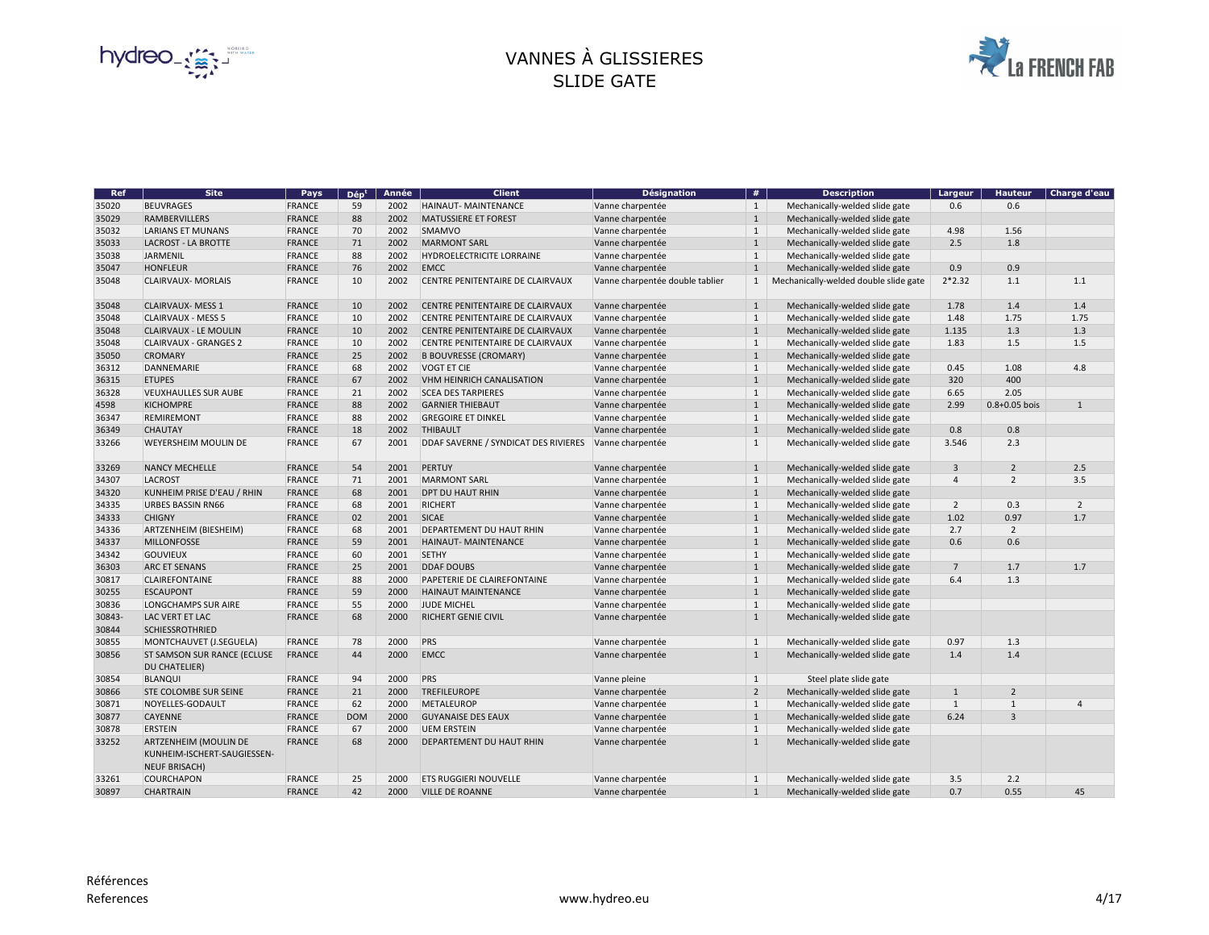# VANNES À GLISSIERES
# SLIDE GATE

| Ref | Site | Pays | Dép^t | Année | Client | Désignation | # | Description | Largeur | Hauteur | Charge d'eau |
|---|---|---|---|---|---|---|---|---|---|---|---|
| 35020 | BEUVRAGES | FRANCE | 59 | 2002 | HAINAUT- MAINTENANCE | Vanne charpentée | 1 | Mechanically-welded slide gate | 0.6 | 0.6 | |
| 35029 | RAMBERVILLERS | FRANCE | 88 | 2002 | MATUSSIERE ET FOREST | Vanne charpentée | 1 | Mechanically-welded slide gate | | | |
| 35032 | LARIANS ET MUNANS | FRANCE | 70 | 2002 | SMAMVO | Vanne charpentée | 1 | Mechanically-welded slide gate | 4.98 | 1.56 | |
| 35033 | LACROST - LA BROTTE | FRANCE | 71 | 2002 | MARMONT SARL | Vanne charpentée | 1 | Mechanically-welded slide gate | 2.5 | 1.8 | |
| 35038 | JARMENIL | FRANCE | 88 | 2002 | HYDROELECTRICITE LORRAINE | Vanne charpentée | 1 | Mechanically-welded slide gate | | | |
| 35047 | HONFLEUR | FRANCE | 76 | 2002 | EMCC | Vanne charpentée | 1 | Mechanically-welded slide gate | 0.9 | 0.9 | |
| 35048 | CLAIRVAUX- MORLAIS | FRANCE | 10 | 2002 | CENTRE PENITENTAIRE DE CLAIRVAUX | Vanne charpentée double tablier | 1 | Mechanically-welded double slide gate | 2*2.32 | 1.1 | 1.1 |
| 35048 | CLAIRVAUX- MESS 1 | FRANCE | 10 | 2002 | CENTRE PENITENTAIRE DE CLAIRVAUX | Vanne charpentée | 1 | Mechanically-welded slide gate | 1.78 | 1.4 | 1.4 |
| 35048 | CLAIRVAUX - MESS 5 | FRANCE | 10 | 2002 | CENTRE PENITENTAIRE DE CLAIRVAUX | Vanne charpentée | 1 | Mechanically-welded slide gate | 1.48 | 1.75 | 1.75 |
| 35048 | CLAIRVAUX - LE MOULIN | FRANCE | 10 | 2002 | CENTRE PENITENTAIRE DE CLAIRVAUX | Vanne charpentée | 1 | Mechanically-welded slide gate | 1.135 | 1.3 | 1.3 |
| 35048 | CLAIRVAUX - GRANGES 2 | FRANCE | 10 | 2002 | CENTRE PENITENTAIRE DE CLAIRVAUX | Vanne charpentée | 1 | Mechanically-welded slide gate | 1.83 | 1.5 | 1.5 |
| 35050 | CROMARY | FRANCE | 25 | 2002 | B BOUVRESSE (CROMARY) | Vanne charpentée | 1 | Mechanically-welded slide gate | | | |
| 36312 | DANNEMARIE | FRANCE | 68 | 2002 | VOGT ET CIE | Vanne charpentée | 1 | Mechanically-welded slide gate | 0.45 | 1.08 | 4.8 |
| 36315 | ETUPES | FRANCE | 67 | 2002 | VHM HEINRICH CANALISATION | Vanne charpentée | 1 | Mechanically-welded slide gate | 320 | 400 | |
| 36328 | VEUXHAULLES SUR AUBE | FRANCE | 21 | 2002 | SCEA DES TARPIERES | Vanne charpentée | 1 | Mechanically-welded slide gate | 6.65 | 2.05 | |
| 4598 | KICHOMPRE | FRANCE | 88 | 2002 | GARNIER THIEBAUT | Vanne charpentée | 1 | Mechanically-welded slide gate | 2.99 | 0.8+0.05 bois | 1 |
| 36347 | REMIREMONT | FRANCE | 88 | 2002 | GREGOIRE ET DINKEL | Vanne charpentée | 1 | Mechanically-welded slide gate | | | |
| 36349 | CHAUTAY | FRANCE | 18 | 2002 | THIBAULT | Vanne charpentée | 1 | Mechanically-welded slide gate | 0.8 | 0.8 | |
| 33266 | WEYERSHEIM MOULIN DE | FRANCE | 67 | 2001 | DDAF SAVERNE / SYNDICAT DES RIVIERES | Vanne charpentée | 1 | Mechanically-welded slide gate | 3.546 | 2.3 | |
| 33269 | NANCY MECHELLE | FRANCE | 54 | 2001 | PERTUY | Vanne charpentée | 1 | Mechanically-welded slide gate | 3 | 2 | 2.5 |
| 34307 | LACROST | FRANCE | 71 | 2001 | MARMONT SARL | Vanne charpentée | 1 | Mechanically-welded slide gate | 4 | 2 | 3.5 |
| 34320 | KUNHEIM PRISE D'EAU / RHIN | FRANCE | 68 | 2001 | DPT DU HAUT RHIN | Vanne charpentée | 1 | Mechanically-welded slide gate | | | |
| 34335 | URBES BASSIN RN66 | FRANCE | 68 | 2001 | RICHERT | Vanne charpentée | 1 | Mechanically-welded slide gate | 2 | 0.3 | 2 |
| 34333 | CHIGNY | FRANCE | 02 | 2001 | SICAE | Vanne charpentée | 1 | Mechanically-welded slide gate | 1.02 | 0.97 | 1.7 |
| 34336 | ARTZENHEIM (BIESHEIM) | FRANCE | 68 | 2001 | DEPARTEMENT DU HAUT RHIN | Vanne charpentée | 1 | Mechanically-welded slide gate | 2.7 | 2 | |
| 34337 | MILLONFOSSE | FRANCE | 59 | 2001 | HAINAUT- MAINTENANCE | Vanne charpentée | 1 | Mechanically-welded slide gate | 0.6 | 0.6 | |
| 34342 | GOUVIEUX | FRANCE | 60 | 2001 | SETHY | Vanne charpentée | 1 | Mechanically-welded slide gate | | | |
| 36303 | ARC ET SENANS | FRANCE | 25 | 2001 | DDAF DOUBS | Vanne charpentée | 1 | Mechanically-welded slide gate | 7 | 1.7 | 1.7 |
| 30817 | CLAIREFONTAINE | FRANCE | 88 | 2000 | PAPETERIE DE CLAIREFONTAINE | Vanne charpentée | 1 | Mechanically-welded slide gate | 6.4 | 1.3 | |
| 30255 | ESCAUPONT | FRANCE | 59 | 2000 | HAINAUT MAINTENANCE | Vanne charpentée | 1 | Mechanically-welded slide gate | | | |
| 30836 | LONGCHAMPS SUR AIRE | FRANCE | 55 | 2000 | JUDE MICHEL | Vanne charpentée | 1 | Mechanically-welded slide gate | | | |
| 30843-30844 | LAC VERT ET LAC SCHIESSROTHRIED | FRANCE | 68 | 2000 | RICHERT GENIE CIVIL | Vanne charpentée | 1 | Mechanically-welded slide gate | | | |
| 30855 | MONTCHAUVET (J.SEGUELA) | FRANCE | 78 | 2000 | PRS | Vanne charpentée | 1 | Mechanically-welded slide gate | 0.97 | 1.3 | |
| 30856 | ST SAMSON SUR RANCE (ECLUSE DU CHATELIER) | FRANCE | 44 | 2000 | EMCC | Vanne charpentée | 1 | Mechanically-welded slide gate | 1.4 | 1.4 | |
| 30854 | BLANQUI | FRANCE | 94 | 2000 | PRS | Vanne pleine | 1 | Steel plate slide gate | | | |
| 30866 | STE COLOMBE SUR SEINE | FRANCE | 21 | 2000 | TREFILEUROPE | Vanne charpentée | 2 | Mechanically-welded slide gate | 1 | 2 | |
| 30871 | NOYELLES-GODAULT | FRANCE | 62 | 2000 | METALEUROP | Vanne charpentée | 1 | Mechanically-welded slide gate | 1 | 1 | 4 |
| 30877 | CAYENNE | FRANCE | DOM | 2000 | GUYANAISE DES EAUX | Vanne charpentée | 1 | Mechanically-welded slide gate | 6.24 | 3 | |
| 30878 | ERSTEIN | FRANCE | 67 | 2000 | UEM ERSTEIN | Vanne charpentée | 1 | Mechanically-welded slide gate | | | |
| 33252 | ARTZENHEIM (MOULIN DE KUNHEIM-ISCHERT-SAUGIESSEN-NEUF BRISACH) | FRANCE | 68 | 2000 | DEPARTEMENT DU HAUT RHIN | Vanne charpentée | 1 | Mechanically-welded slide gate | | | |
| 33261 | COURCHAPON | FRANCE | 25 | 2000 | ETS RUGGIERI NOUVELLE | Vanne charpentée | 1 | Mechanically-welded slide gate | 3.5 | 2.2 | |
| 30897 | CHARTRAIN | FRANCE | 42 | 2000 | VILLE DE ROANNE | Vanne charpentée | 1 | Mechanically-welded slide gate | 0.7 | 0.55 | 45 |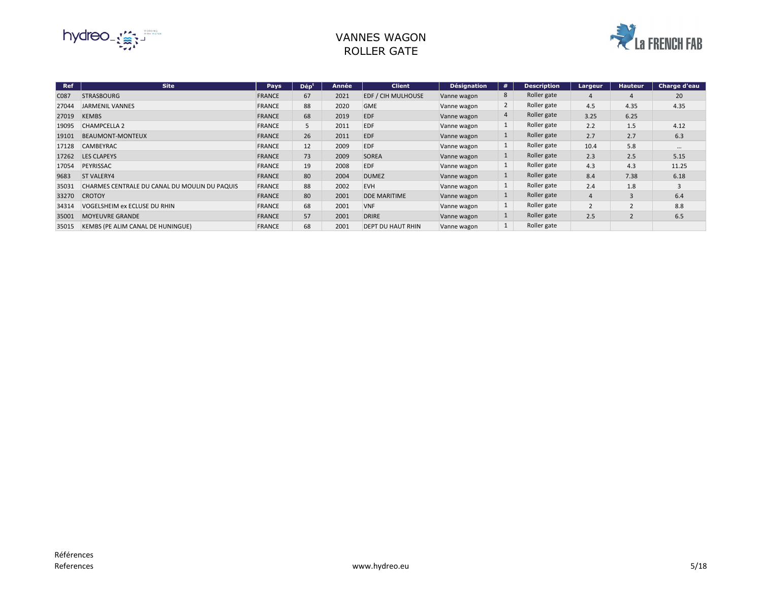# VANNES WAGON
# ROLLER GATE

| Ref | Site | Pays | Dépt | Année | Client | Désignation | # | Description | Largeur | Hauteur | Charge d'eau |
|---|---|---|---|---|---|---|---|---|---|---|---|
| C087 | STRASBOURG | FRANCE | 67 | 2021 | EDF / CIH MULHOUSE | Vanne wagon | 8 | Roller gate | 4 | 4 | 20 |
| 27044 | JARMENIL VANNES | FRANCE | 88 | 2020 | GME | Vanne wagon | 2 | Roller gate | 4.5 | 4.35 | 4.35 |
| 27019 | KEMBS | FRANCE | 68 | 2019 | EDF | Vanne wagon | 4 | Roller gate | 3.25 | 6.25 | |
| 19095 | CHAMPCELLA 2 | FRANCE | 5 | 2011 | EDF | Vanne wagon | 1 | Roller gate | 2.2 | 1.5 | 4.12 |
| 19101 | BEAUMONT-MONTEUX | FRANCE | 26 | 2011 | EDF | Vanne wagon | 1 | Roller gate | 2.7 | 2.7 | 6.3 |
| 17128 | CAMBEYRAC | FRANCE | 12 | 2009 | EDF | Vanne wagon | 1 | Roller gate | 10.4 | 5.8 | ... |
| 17262 | LES CLAPEYS | FRANCE | 73 | 2009 | SOREA | Vanne wagon | 1 | Roller gate | 2.3 | 2.5 | 5.15 |
| 17054 | PEYRISSAC | FRANCE | 19 | 2008 | EDF | Vanne wagon | 1 | Roller gate | 4.3 | 4.3 | 11.25 |
| 9683 | ST VALERY4 | FRANCE | 80 | 2004 | DUMEZ | Vanne wagon | 1 | Roller gate | 8.4 | 7.38 | 6.18 |
| 35031 | CHARMES CENTRALE DU CANAL DU MOULIN DU PAQUIS | FRANCE | 88 | 2002 | EVH | Vanne wagon | 1 | Roller gate | 2.4 | 1.8 | 3 |
| 33270 | CROTOY | FRANCE | 80 | 2001 | DDE MARITIME | Vanne wagon | 1 | Roller gate | 4 | 3 | 6.4 |
| 34314 | VOGELSHEIM ex ECLUSE DU RHIN | FRANCE | 68 | 2001 | VNF | Vanne wagon | 1 | Roller gate | 2 | 2 | 8.8 |
| 35001 | MOYEUVRE GRANDE | FRANCE | 57 | 2001 | DRIRE | Vanne wagon | 1 | Roller gate | 2.5 | 2 | 6.5 |
| 35015 | KEMBS (PE ALIM CANAL DE HUNINGUE) | FRANCE | 68 | 2001 | DEPT DU HAUT RHIN | Vanne wagon | 1 | Roller gate | | | |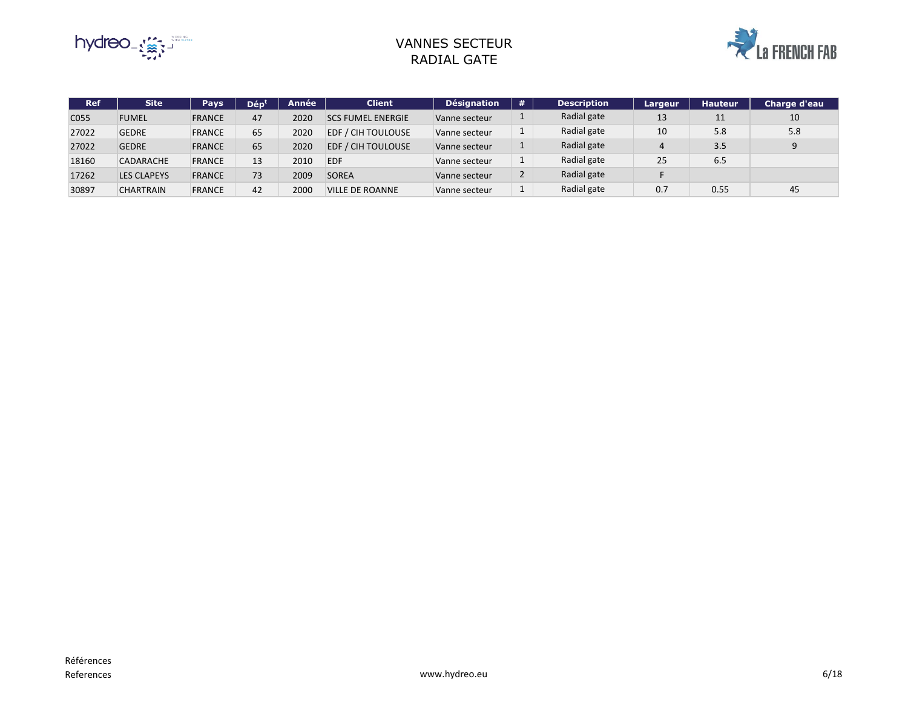# VANNES SECTEUR
# RADIAL GATE

| Ref | Site | Pays | Dépt | Année | Client | Désignation | # | Description | Largeur | Hauteur | Charge d'eau |
|---|---|---|---|---|---|---|---|---|---|---|---|
| C055 | FUMEL | FRANCE | 47 | 2020 | SCS FUMEL ENERGIE | Vanne secteur | 1 | Radial gate | 13 | 11 | 10 |
| 27022 | GEDRE | FRANCE | 65 | 2020 | EDF / CIH TOULOUSE | Vanne secteur | 1 | Radial gate | 10 | 5.8 | 5.8 |
| 27022 | GEDRE | FRANCE | 65 | 2020 | EDF / CIH TOULOUSE | Vanne secteur | 1 | Radial gate | 4 | 3.5 | 9 |
| 18160 | CADARACHE | FRANCE | 13 | 2010 | EDF | Vanne secteur | 1 | Radial gate | 25 | 6.5 | |
| 17262 | LES CLAPEYS | FRANCE | 73 | 2009 | SOREA | Vanne secteur | 2 | Radial gate | F | | |
| 30897 | CHARTRAIN | FRANCE | 42 | 2000 | VILLE DE ROANNE | Vanne secteur | 1 | Radial gate | 0.7 | 0.55 | 45 |

Références
References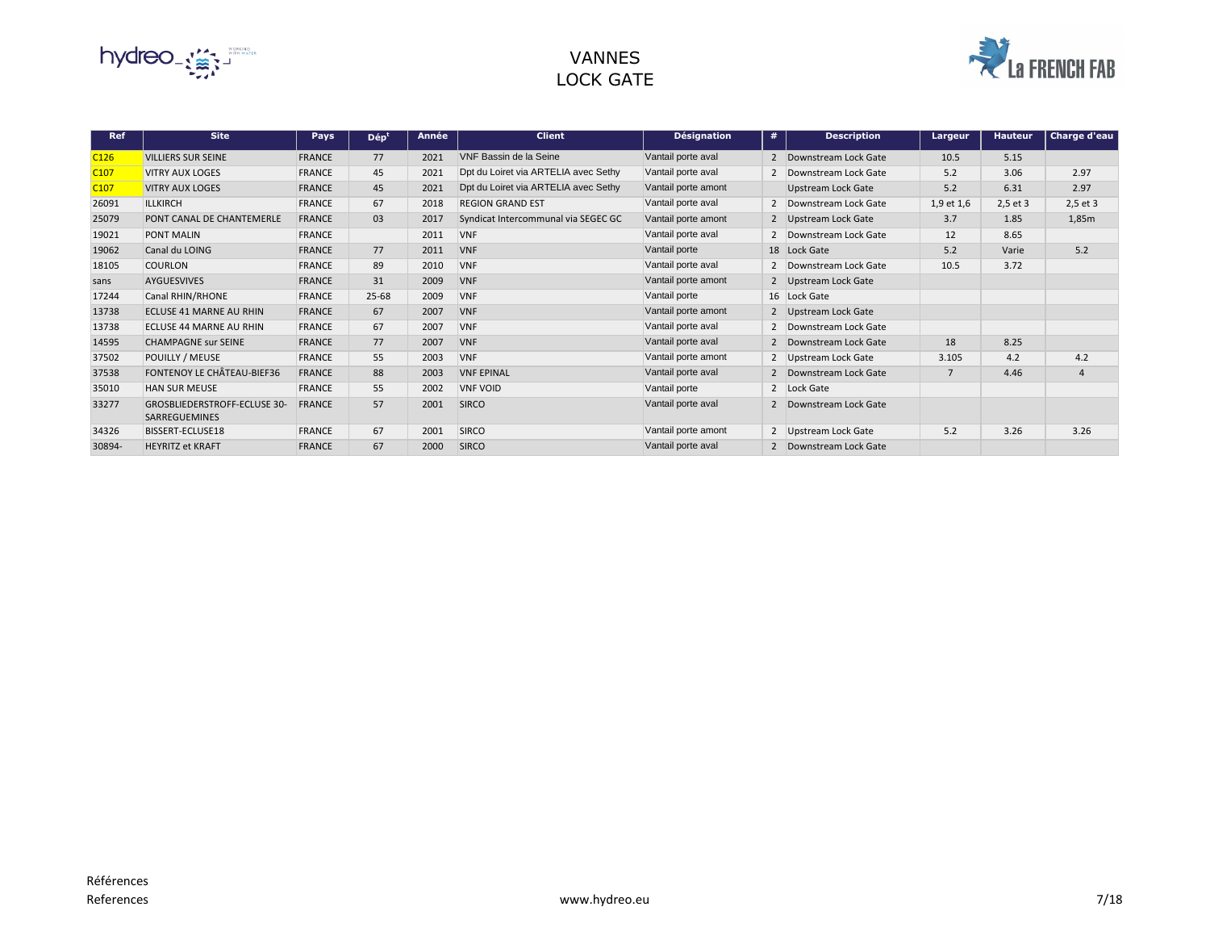# VANNES
# LOCK GATE

| Ref | Site | Pays | Dép[t] | Année | Client | Désignation | # | Description | Largeur | Hauteur | Charge d'eau |
|---|---|---|---|---|---|---|---|---|---|---|---|
| C126 | VILLIERS SUR SEINE | FRANCE | 77 | 2021 | VNF Bassin de la Seine | Vantail porte aval | 2 | Downstream Lock Gate | 10.5 | 5.15 | |
| C107 | VITRY AUX LOGES | FRANCE | 45 | 2021 | Dpt du Loiret via ARTELIA avec Sethy | Vantail porte aval | 2 | Downstream Lock Gate | 5.2 | 3.06 | 2.97 |
| C107 | VITRY AUX LOGES | FRANCE | 45 | 2021 | Dpt du Loiret via ARTELIA avec Sethy | Vantail porte amont | | Upstream Lock Gate | 5.2 | 6.31 | 2.97 |
| 26091 | ILLKIRCH | FRANCE | 67 | 2018 | REGION GRAND EST | Vantail porte aval | 2 | Downstream Lock Gate | 1,9 et 1,6 | 2,5 et 3 | 2,5 et 3 |
| 25079 | PONT CANAL DE CHANTEMERLE | FRANCE | 03 | 2017 | Syndicat Intercommunal via SEGEC GC | Vantail porte amont | 2 | Upstream Lock Gate | 3.7 | 1.85 | 1,85m |
| 19021 | PONT MALIN | FRANCE | | 2011 | VNF | Vantail porte aval | 2 | Downstream Lock Gate | 12 | 8.65 | |
| 19062 | Canal du LOING | FRANCE | 77 | 2011 | VNF | Vantail porte | 18 | Lock Gate | 5.2 | Varie | 5.2 |
| 18105 | COURLON | FRANCE | 89 | 2010 | VNF | Vantail porte aval | 2 | Downstream Lock Gate | 10.5 | 3.72 | |
| sans | AYGUESVIVES | FRANCE | 31 | 2009 | VNF | Vantail porte amont | 2 | Upstream Lock Gate | | | |
| 17244 | Canal RHIN/RHONE | FRANCE | 25-68 | 2009 | VNF | Vantail porte | 16 | Lock Gate | | | |
| 13738 | ECLUSE 41 MARNE AU RHIN | FRANCE | 67 | 2007 | VNF | Vantail porte amont | 2 | Upstream Lock Gate | | | |
| 13738 | ECLUSE 44 MARNE AU RHIN | FRANCE | 67 | 2007 | VNF | Vantail porte aval | 2 | Downstream Lock Gate | | | |
| 14595 | CHAMPAGNE sur SEINE | FRANCE | 77 | 2007 | VNF | Vantail porte aval | 2 | Downstream Lock Gate | 18 | 8.25 | |
| 37502 | POUILLY / MEUSE | FRANCE | 55 | 2003 | VNF | Vantail porte amont | 2 | Upstream Lock Gate | 3.105 | 4.2 | 4.2 |
| 37538 | FONTENOY LE CHÂTEAU-BIEF36 | FRANCE | 88 | 2003 | VNF EPINAL | Vantail porte aval | 2 | Downstream Lock Gate | 7 | 4.46 | 4 |
| 35010 | HAN SUR MEUSE | FRANCE | 55 | 2002 | VNF VOID | Vantail porte | 2 | Lock Gate | | | |
| 33277 | GROSBLIEDERSTROFF-ECLUSE 30-SARREGUEMINES | FRANCE | 57 | 2001 | SIRCO | Vantail porte aval | 2 | Downstream Lock Gate | | | |
| 34326 | BISSERT-ECLUSE18 | FRANCE | 67 | 2001 | SIRCO | Vantail porte amont | 2 | Upstream Lock Gate | 5.2 | 3.26 | 3.26 |
| 30894- | HEYRITZ et KRAFT | FRANCE | 67 | 2000 | SIRCO | Vantail porte aval | 2 | Downstream Lock Gate | | | |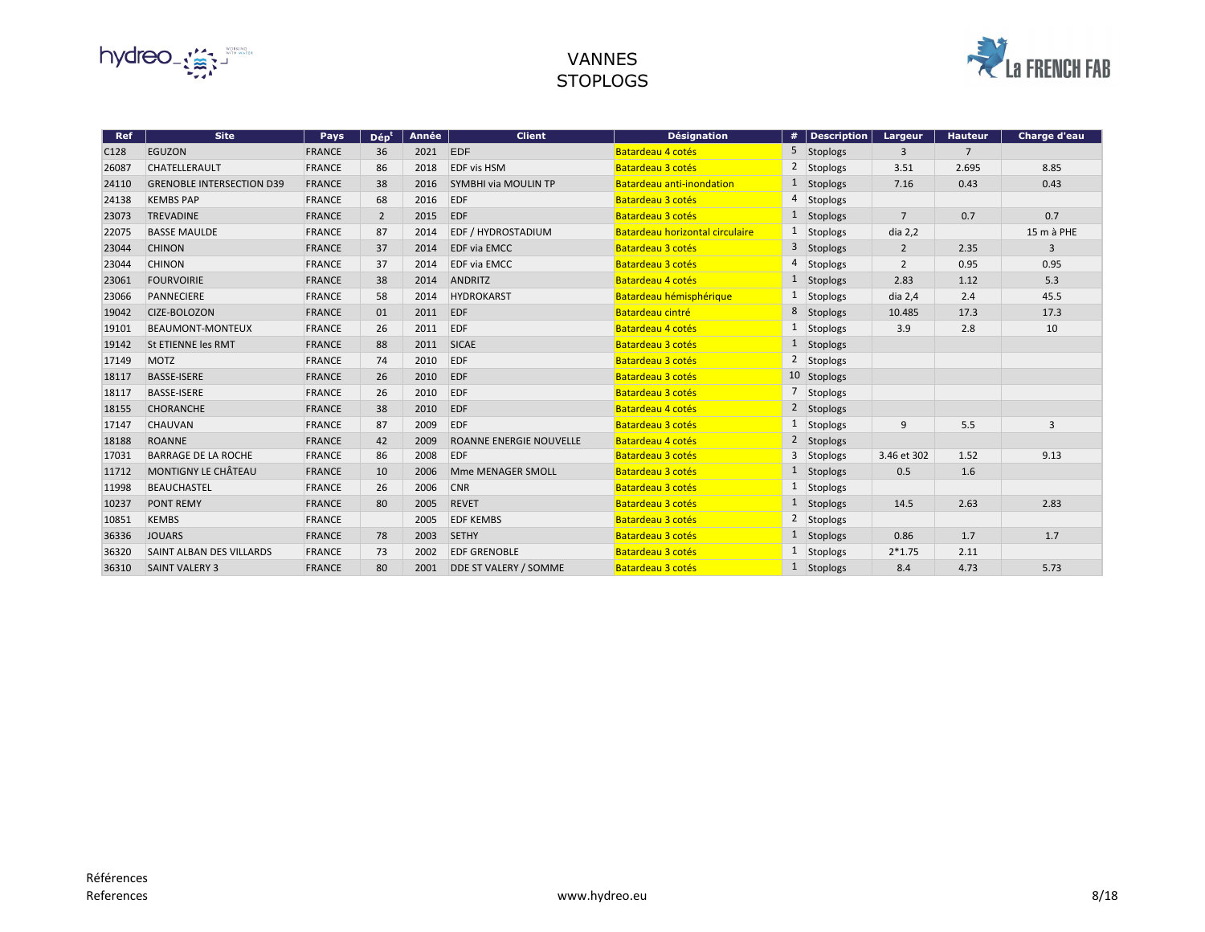# VANNES
# STOPLOGS

| Ref | Site | Pays | Dépt | Année | Client | Désignation | # | Description | Largeur | Hauteur | Charge d'eau |
|---|---|---|---|---|---|---|---|---|---|---|---|
| C128 | EGUZON | FRANCE | 36 | 2021 | EDF | Batardeau 4 cotés | 5 | Stoplogs | 3 | 7 | |
| 26087 | CHATELLERAULT | FRANCE | 86 | 2018 | EDF vis HSM | Batardeau 3 cotés | 2 | Stoplogs | 3.51 | 2.695 | 8.85 |
| 24110 | GRENOBLE INTERSECTION D39 | FRANCE | 38 | 2016 | SYMBHI via MOULIN TP | Batardeau anti-inondation | 1 | Stoplogs | 7.16 | 0.43 | 0.43 |
| 24138 | KEMBS PAP | FRANCE | 68 | 2016 | EDF | Batardeau 3 cotés | 4 | Stoplogs | | | |
| 23073 | TREVADINE | FRANCE | 2 | 2015 | EDF | Batardeau 3 cotés | 1 | Stoplogs | 7 | 0.7 | 0.7 |
| 22075 | BASSE MAULDE | FRANCE | 87 | 2014 | EDF / HYDROSTADIUM | Batardeau horizontal circulaire | 1 | Stoplogs | dia 2,2 | | 15 m à PHE |
| 23044 | CHINON | FRANCE | 37 | 2014 | EDF via EMCC | Batardeau 3 cotés | 3 | Stoplogs | 2 | 2.35 | 3 |
| 23044 | CHINON | FRANCE | 37 | 2014 | EDF via EMCC | Batardeau 3 cotés | 4 | Stoplogs | 2 | 0.95 | 0.95 |
| 23061 | FOURVOIRIE | FRANCE | 38 | 2014 | ANDRITZ | Batardeau 4 cotés | 1 | Stoplogs | 2.83 | 1.12 | 5.3 |
| 23066 | PANNECIERE | FRANCE | 58 | 2014 | HYDROKARST | Batardeau hémisphérique | 1 | Stoplogs | dia 2,4 | 2.4 | 45.5 |
| 19042 | CIZE-BOLOZON | FRANCE | 01 | 2011 | EDF | Batardeau cintré | 8 | Stoplogs | 10.485 | 17.3 | 17.3 |
| 19101 | BEAUMONT-MONTEUX | FRANCE | 26 | 2011 | EDF | Batardeau 4 cotés | 1 | Stoplogs | 3.9 | 2.8 | 10 |
| 19142 | St ETIENNE les RMT | FRANCE | 88 | 2011 | SICAE | Batardeau 3 cotés | 1 | Stoplogs | | | |
| 17149 | MOTZ | FRANCE | 74 | 2010 | EDF | Batardeau 3 cotés | 2 | Stoplogs | | | |
| 18117 | BASSE-ISERE | FRANCE | 26 | 2010 | EDF | Batardeau 3 cotés | 10 | Stoplogs | | | |
| 18117 | BASSE-ISERE | FRANCE | 26 | 2010 | EDF | Batardeau 3 cotés | 7 | Stoplogs | | | |
| 18155 | CHORANCHE | FRANCE | 38 | 2010 | EDF | Batardeau 4 cotés | 2 | Stoplogs | | | |
| 17147 | CHAUVAN | FRANCE | 87 | 2009 | EDF | Batardeau 3 cotés | 1 | Stoplogs | 9 | 5.5 | 3 |
| 18188 | ROANNE | FRANCE | 42 | 2009 | ROANNE ENERGIE NOUVELLE | Batardeau 4 cotés | 2 | Stoplogs | | | |
| 17031 | BARRAGE DE LA ROCHE | FRANCE | 86 | 2008 | EDF | Batardeau 3 cotés | 3 | Stoplogs | 3.46 et 302 | 1.52 | 9.13 |
| 11712 | MONTIGNY LE CHÂTEAU | FRANCE | 10 | 2006 | Mme MENAGER SMOLL | Batardeau 3 cotés | 1 | Stoplogs | 0.5 | 1.6 | |
| 11998 | BEAUCHASTEL | FRANCE | 26 | 2006 | CNR | Batardeau 3 cotés | 1 | Stoplogs | | | |
| 10237 | PONT REMY | FRANCE | 80 | 2005 | REVET | Batardeau 3 cotés | 1 | Stoplogs | 14.5 | 2.63 | 2.83 |
| 10851 | KEMBS | FRANCE | | 2005 | EDF KEMBS | Batardeau 3 cotés | 2 | Stoplogs | | | |
| 36336 | JOUARS | FRANCE | 78 | 2003 | SETHY | Batardeau 3 cotés | 1 | Stoplogs | 0.86 | 1.7 | 1.7 |
| 36320 | SAINT ALBAN DES VILLARDS | FRANCE | 73 | 2002 | EDF GRENOBLE | Batardeau 3 cotés | 1 | Stoplogs | 2*1.75 | 2.11 | |
| 36310 | SAINT VALERY 3 | FRANCE | 80 | 2001 | DDE ST VALERY / SOMME | Batardeau 3 cotés | 1 | Stoplogs | 8.4 | 4.73 | 5.73 |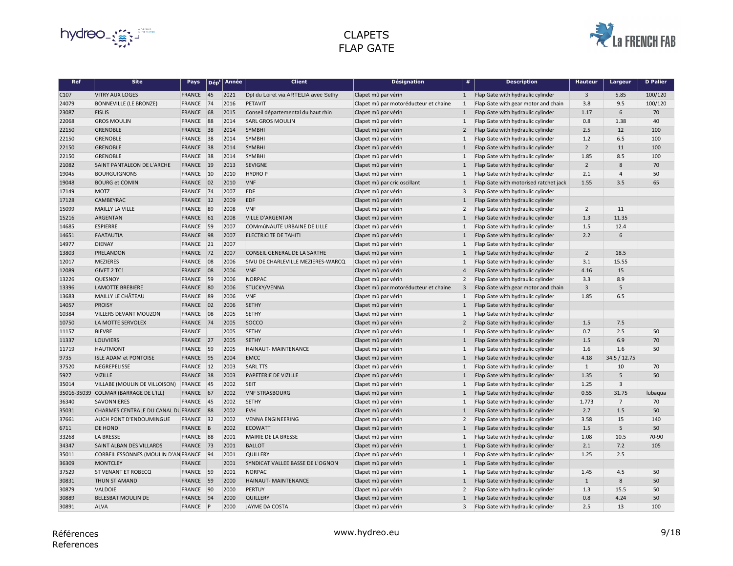# CLAPETS
# FLAP GATE

| Ref | Site | Pays | Dépt | Année | Client | Désignation | # | Description | Hauteur | Largeur | D Palier |
|---|---|---|---|---|---|---|---|---|---|---|---|
| C107 | VITRY AUX LOGES | FRANCE | 45 | 2021 | Dpt du Loiret via ARTELIA avec Sethy | Clapet mû par vérin | 1 | Flap Gate with hydraulic cylinder | 3 | 5.85 | 100/120 |
| 24079 | BONNEVILLE (LE BRONZE) | FRANCE | 74 | 2016 | PETAVIT | Clapet mû par motoréducteur et chaine | 1 | Flap Gate with gear motor and chain | 3.8 | 9.5 | 100/120 |
| 23087 | FISLIS | FRANCE | 68 | 2015 | Conseil départemental du haut rhin | Clapet mû par vérin | 1 | Flap Gate with hydraulic cylinder | 1.17 | 6 | 70 |
| 22068 | GROS MOULIN | FRANCE | 88 | 2014 | SARL GROS MOULIN | Clapet mû par vérin | 1 | Flap Gate with hydraulic cylinder | 0.8 | 1.38 | 40 |
| 22150 | GRENOBLE | FRANCE | 38 | 2014 | SYMBHI | Clapet mû par vérin | 2 | Flap Gate with hydraulic cylinder | 2.5 | 12 | 100 |
| 22150 | GRENOBLE | FRANCE | 38 | 2014 | SYMBHI | Clapet mû par vérin | 1 | Flap Gate with hydraulic cylinder | 1.2 | 6.5 | 100 |
| 22150 | GRENOBLE | FRANCE | 38 | 2014 | SYMBHI | Clapet mû par vérin | 1 | Flap Gate with hydraulic cylinder | 2 | 11 | 100 |
| 22150 | GRENOBLE | FRANCE | 38 | 2014 | SYMBHI | Clapet mû par vérin | 1 | Flap Gate with hydraulic cylinder | 1.85 | 8.5 | 100 |
| 21082 | SAINT PANTALEON DE L'ARCHE | FRANCE | 19 | 2013 | SEVIGNE | Clapet mû par vérin | 1 | Flap Gate with hydraulic cylinder | 2 | 8 | 70 |
| 19045 | BOURGUIGNONS | FRANCE | 10 | 2010 | HYDRO P | Clapet mû par vérin | 1 | Flap Gate with hydraulic cylinder | 2.1 | 4 | 50 |
| 19048 | BOURG et COMIN | FRANCE | 02 | 2010 | VNF | Clapet mû par cric oscillant | 1 | Flap Gate with motorised ratchet jack | 1.55 | 3.5 | 65 |
| 17149 | MOTZ | FRANCE | 74 | 2007 | EDF | Clapet mû par vérin | 3 | Flap Gate with hydraulic cylinder | | | |
| 17128 | CAMBEYRAC | FRANCE | 12 | 2009 | EDF | Clapet mû par vérin | 1 | Flap Gate with hydraulic cylinder | | | |
| 15099 | MAILLY LA VILLE | FRANCE | 89 | 2008 | VNF | Clapet mû par vérin | 2 | Flap Gate with hydraulic cylinder | 2 | 11 | |
| 15216 | ARGENTAN | FRANCE | 61 | 2008 | VILLE D'ARGENTAN | Clapet mû par vérin | 1 | Flap Gate with hydraulic cylinder | 1.3 | 11.35 | |
| 14685 | ESPIERRE | FRANCE | 59 | 2007 | COMmûNAUTE URBAINE DE LILLE | Clapet mû par vérin | 1 | Flap Gate with hydraulic cylinder | 1.5 | 12.4 | |
| 14651 | FAATAUTIA | FRANCE | 98 | 2007 | ELECTRICITE DE TAHITI | Clapet mû par vérin | 1 | Flap Gate with hydraulic cylinder | 2.2 | 6 | |
| 14977 | DIENAY | FRANCE | 21 | 2007 | | Clapet mû par vérin | 1 | Flap Gate with hydraulic cylinder | | | |
| 13803 | PRELANDON | FRANCE | 72 | 2007 | CONSEIL GENERAL DE LA SARTHE | Clapet mû par vérin | 1 | Flap Gate with hydraulic cylinder | 2 | 18.5 | |
| 12017 | MEZIERES | FRANCE | 08 | 2006 | SIVU DE CHARLEVILLE MEZIERES-WARCQ | Clapet mû par vérin | 1 | Flap Gate with hydraulic cylinder | 3.1 | 15.55 | |
| 12089 | GIVET 2 TC1 | FRANCE | 08 | 2006 | VNF | Clapet mû par vérin | 4 | Flap Gate with hydraulic cylinder | 4.16 | 15 | |
| 13226 | QUESNOY | FRANCE | 59 | 2006 | NORPAC | Clapet mû par vérin | 2 | Flap Gate with hydraulic cylinder | 3.3 | 8.9 | |
| 13396 | LAMOTTE BREBIERE | FRANCE | 80 | 2006 | STUCKY/VENNA | Clapet mû par motoréducteur et chaine | 3 | Flap Gate with gear motor and chain | 3 | 5 | |
| 13683 | MAILLY LE CHÂTEAU | FRANCE | 89 | 2006 | VNF | Clapet mû par vérin | 1 | Flap Gate with hydraulic cylinder | 1.85 | 6.5 | |
| 14057 | PROISY | FRANCE | 02 | 2006 | SETHY | Clapet mû par vérin | 1 | Flap Gate with hydraulic cylinder | | | |
| 10384 | VILLERS DEVANT MOUZON | FRANCE | 08 | 2005 | SETHY | Clapet mû par vérin | 1 | Flap Gate with hydraulic cylinder | | | |
| 10750 | LA MOTTE SERVOLEX | FRANCE | 74 | 2005 | SOCCO | Clapet mû par vérin | 2 | Flap Gate with hydraulic cylinder | 1.5 | 7.5 | |
| 11157 | BIEVRE | FRANCE | | 2005 | SETHY | Clapet mû par vérin | 1 | Flap Gate with hydraulic cylinder | 0.7 | 2.5 | 50 |
| 11337 | LOUVIERS | FRANCE | 27 | 2005 | SETHY | Clapet mû par vérin | 1 | Flap Gate with hydraulic cylinder | 1.5 | 6.9 | 70 |
| 11719 | HAUTMONT | FRANCE | 59 | 2005 | HAINAUT- MAINTENANCE | Clapet mû par vérin | 1 | Flap Gate with hydraulic cylinder | 1.6 | 1.6 | 50 |
| 9735 | ISLE ADAM et PONTOISE | FRANCE | 95 | 2004 | EMCC | Clapet mû par vérin | 1 | Flap Gate with hydraulic cylinder | 4.18 | 34.5 / 12.75 | |
| 37520 | NEGREPELISSE | FRANCE | 12 | 2003 | SARL TTS | Clapet mû par vérin | 1 | Flap Gate with hydraulic cylinder | 1 | 10 | 70 |
| 5927 | VIZILLE | FRANCE | 38 | 2003 | PAPETERIE DE VIZILLE | Clapet mû par vérin | 1 | Flap Gate with hydraulic cylinder | 1.35 | 5 | 50 |
| 35014 | VILLABE (MOULIN DE VILLOISON) | FRANCE | 45 | 2002 | SEIT | Clapet mû par vérin | 1 | Flap Gate with hydraulic cylinder | 1.25 | 3 | |
| 35016-35039 | COLMAR (BARRAGE DE L'ILL) | FRANCE | 67 | 2002 | VNF STRASBOURG | Clapet mû par vérin | 1 | Flap Gate with hydraulic cylinder | 0.55 | 31.75 | lubaqua |
| 36340 | SAVONNIERES | FRANCE | 45 | 2002 | SETHY | Clapet mû par vérin | 1 | Flap Gate with hydraulic cylinder | 1.773 | 7 | 70 |
| 35031 | CHARMES CENTRALE DU CANAL DU | FRANCE | 88 | 2002 | EVH | Clapet mû par vérin | 1 | Flap Gate with hydraulic cylinder | 2.7 | 1.5 | 50 |
| 37661 | AUCH PONT D'ENDOUMINGUE | FRANCE | 32 | 2002 | VENNA ENGINEERING | Clapet mû par vérin | 2 | Flap Gate with hydraulic cylinder | 3.58 | 15 | 140 |
| 6711 | DE HOND | FRANCE | B | 2002 | ECOWATT | Clapet mû par vérin | 1 | Flap Gate with hydraulic cylinder | 1.5 | 5 | 50 |
| 33268 | LA BRESSE | FRANCE | 88 | 2001 | MAIRIE DE LA BRESSE | Clapet mû par vérin | 1 | Flap Gate with hydraulic cylinder | 1.08 | 10.5 | 70-90 |
| 34347 | SAINT ALBAN DES VILLARDS | FRANCE | 73 | 2001 | BALLOT | Clapet mû par vérin | 1 | Flap Gate with hydraulic cylinder | 2.1 | 7.2 | 105 |
| 35011 | CORBEIL ESSONNES (MOULIN D'AN | FRANCE | 94 | 2001 | QUILLERY | Clapet mû par vérin | 1 | Flap Gate with hydraulic cylinder | 1.25 | 2.5 | |
| 36309 | MONTCLEY | FRANCE | | 2001 | SYNDICAT VALLEE BASSE DE L'OGNON | Clapet mû par vérin | 1 | Flap Gate with hydraulic cylinder | | | |
| 37529 | ST VENANT ET ROBECQ | FRANCE | 59 | 2001 | NORPAC | Clapet mû par vérin | 1 | Flap Gate with hydraulic cylinder | 1.45 | 4.5 | 50 |
| 30831 | THUN ST AMAND | FRANCE | 59 | 2000 | HAINAUT- MAINTENANCE | Clapet mû par vérin | 1 | Flap Gate with hydraulic cylinder | 1 | 8 | 50 |
| 30879 | VALDOIE | FRANCE | 90 | 2000 | PERTUY | Clapet mû par vérin | 2 | Flap Gate with hydraulic cylinder | 1.3 | 15.5 | 50 |
| 30889 | BELESBAT MOULIN DE | FRANCE | 94 | 2000 | QUILLERY | Clapet mû par vérin | 1 | Flap Gate with hydraulic cylinder | 0.8 | 4.24 | 50 |
| 30891 | ALVA | FRANCE | P | 2000 | JAYME DA COSTA | Clapet mû par vérin | 3 | Flap Gate with hydraulic cylinder | 2.5 | 13 | 100 |

Références
References

www.hydreo.eu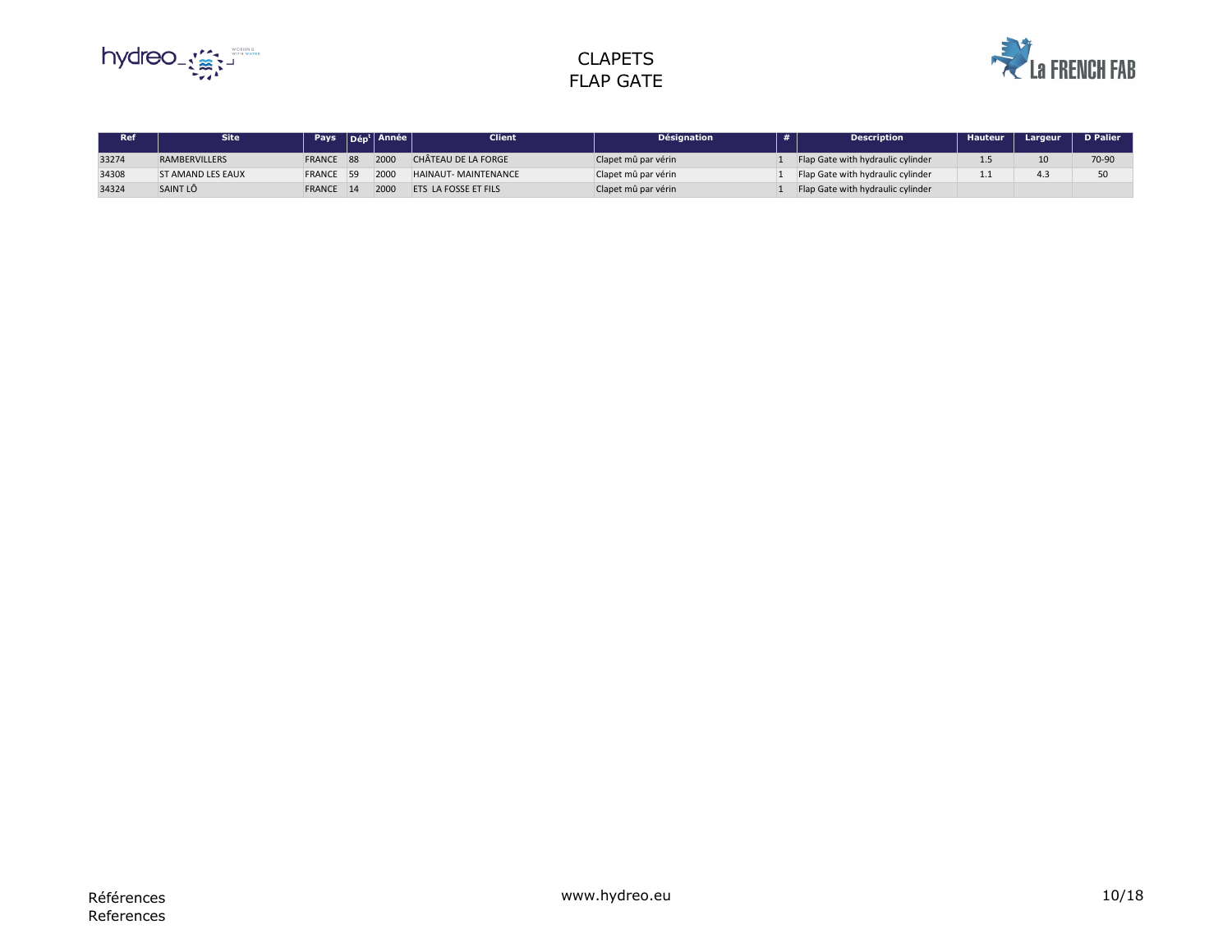# CLAPETS
# FLAP GATE

| Ref | Site | Pays | Dép[t] | Année | Client | Désignation | # | Description | Hauteur | Largeur | D Palier |
|---|---|---|---|---|---|---|---|---|---|---|---|
| 33274 | RAMBERVILLERS | FRANCE | 88 | 2000 | CHÂTEAU DE LA FORGE | Clapet mû par vérin | 1 | Flap Gate with hydraulic cylinder | 1.5 | 10 | 70-90 |
| 34308 | ST AMAND LES EAUX | FRANCE | 59 | 2000 | HAINAUT- MAINTENANCE | Clapet mû par vérin | 1 | Flap Gate with hydraulic cylinder | 1.1 | 4.3 | 50 |
| 34324 | SAINT LÔ | FRANCE | 14 | 2000 | ETS LA FOSSE ET FILS | Clapet mû par vérin | 1 | Flap Gate with hydraulic cylinder | | | |

Références
References

www.hydreo.eu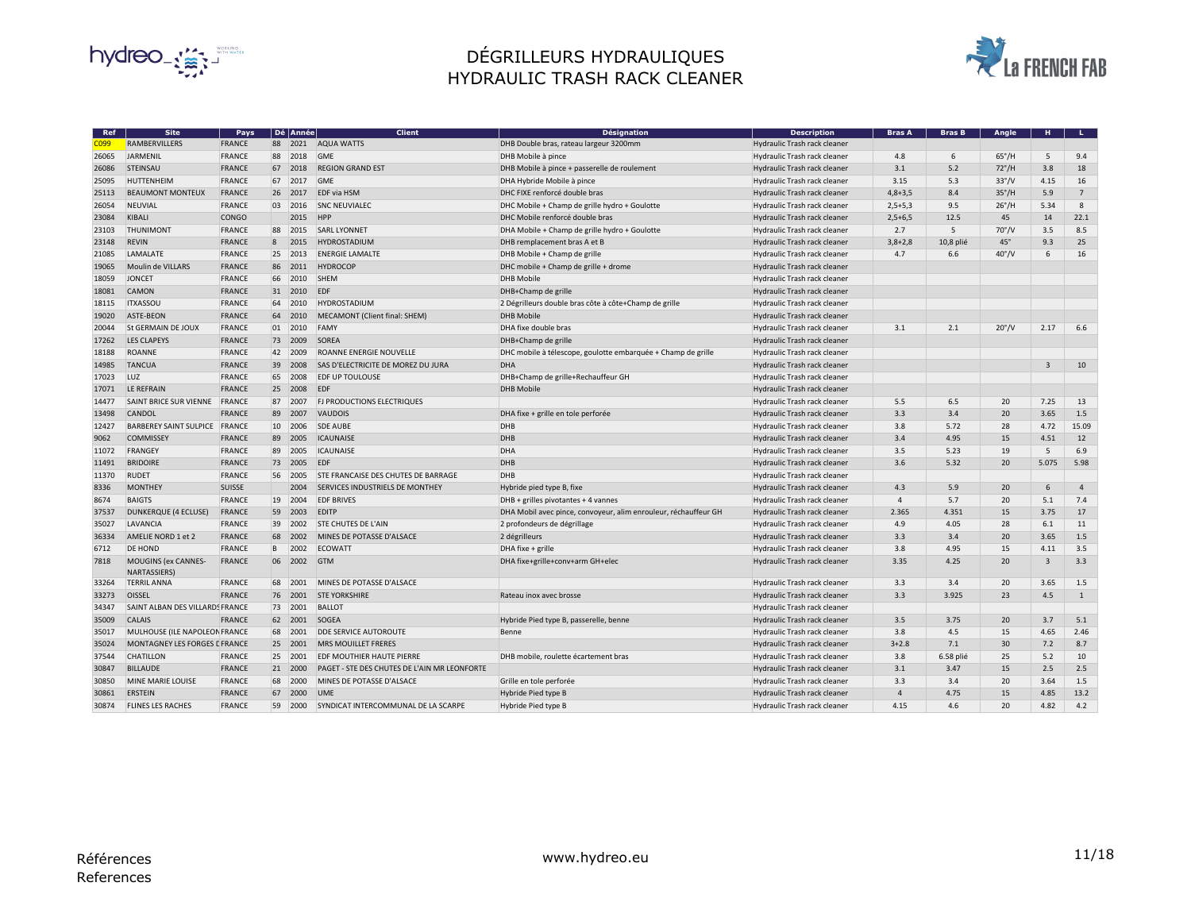# DÉGRILLEURS HYDRAULIQUES
# HYDRAULIC TRASH RACK CLEANER

| Ref | Site | Pays | Dé | Année | Client | Désignation | Description | Bras A | Bras B | Angle | H | L |
|---|---|---|---|---|---|---|---|---|---|---|---|---|
| C099 | RAMBERVILLERS | FRANCE | 88 | 2021 | AQUA WATTS | DHB Double bras, rateau largeur 3200mm | Hydraulic Trash rack cleaner | | | | | |
| 26065 | JARMENIL | FRANCE | 88 | 2018 | GME | DHB Mobile à pince | Hydraulic Trash rack cleaner | 4.8 | 6 | 65°/H | 5 | 9.4 |
| 26086 | STEINSAU | FRANCE | 67 | 2018 | REGION GRAND EST | DHB Mobile à pince + passerelle de roulement | Hydraulic Trash rack cleaner | 3.1 | 5.2 | 72°/H | 3.8 | 18 |
| 25095 | HUTTENHEIM | FRANCE | 67 | 2017 | GME | DHA Hybride Mobile à pince | Hydraulic Trash rack cleaner | 3.15 | 5.3 | 33°/V | 4.15 | 16 |
| 25113 | BEAUMONT MONTEUX | FRANCE | 26 | 2017 | EDF via HSM | DHC FIXE renforcé double bras | Hydraulic Trash rack cleaner | 4,8+3,5 | 8.4 | 35°/H | 5.9 | 7 |
| 26054 | NEUVIAL | FRANCE | 03 | 2016 | SNC NEUVIALEC | DHC Mobile + Champ de grille hydro + Goulotte | Hydraulic Trash rack cleaner | 2,5+5,3 | 9.5 | 26°/H | 5.34 | 8 |
| 23084 | KIBALI | CONGO | | 2015 | HPP | DHC Mobile renforcé double bras | Hydraulic Trash rack cleaner | 2,5+6,5 | 12.5 | 45 | 14 | 22.1 |
| 23103 | THUNIMONT | FRANCE | 88 | 2015 | SARL LYONNET | DHA Mobile + Champ de grille hydro + Goulotte | Hydraulic Trash rack cleaner | 2.7 | 5 | 70°/V | 3.5 | 8.5 |
| 23148 | REVIN | FRANCE | 8 | 2015 | HYDROSTADIUM | DHB remplacement bras A et B | Hydraulic Trash rack cleaner | 3,8+2,8 | 10,8 plié | 45° | 9.3 | 25 |
| 21085 | LAMALATE | FRANCE | 25 | 2013 | ENERGIE LAMALATE | DHB Mobile + Champ de grille | Hydraulic Trash rack cleaner | 4.7 | 6.6 | 40°/V | 6 | 16 |
| 19065 | Moulin de VILLARS | FRANCE | 86 | 2011 | HYDROCOP | DHC mobile + Champ de grille + drome | Hydraulic Trash rack cleaner | | | | | |
| 18059 | JONCET | FRANCE | 66 | 2010 | SHEM | DHB Mobile | Hydraulic Trash rack cleaner | | | | | |
| 18081 | CAMON | FRANCE | 31 | 2010 | EDF | DHB+Champ de grille | Hydraulic Trash rack cleaner | | | | | |
| 18115 | ITXASSOU | FRANCE | 64 | 2010 | HYDROSTADIUM | 2 Dégrilleurs double bras côte à côte+Champ de grille | Hydraulic Trash rack cleaner | | | | | |
| 19020 | ASTE-BEON | FRANCE | 64 | 2010 | MECAMONT (Client final: SHEM) | DHB Mobile | Hydraulic Trash rack cleaner | | | | | |
| 20044 | St GERMAIN DE JOUX | FRANCE | 01 | 2010 | FAMY | DHA fixe double bras | Hydraulic Trash rack cleaner | 3.1 | 2.1 | 20°/V | 2.17 | 6.6 |
| 17262 | LES CLAPEYS | FRANCE | 73 | 2009 | SOREA | DHB+Champ de grille | Hydraulic Trash rack cleaner | | | | | |
| 18188 | ROANNE | FRANCE | 42 | 2009 | ROANNE ENERGIE NOUVELLE | DHC mobile à télescope, goulotte embarquée + Champ de grille | Hydraulic Trash rack cleaner | | | | | |
| 14985 | TANCUA | FRANCE | 39 | 2008 | SAS D'ELECTRICITE DE MOREZ DU JURA | DHA | Hydraulic Trash rack cleaner | | | | 3 | 10 |
| 17023 | LUZ | FRANCE | 65 | 2008 | EDF UP TOULOUSE | DHB+Champ de grille+Rechauffeur GH | Hydraulic Trash rack cleaner | | | | | |
| 17071 | LE REFRAIN | FRANCE | 25 | 2008 | EDF | DHB Mobile | Hydraulic Trash rack cleaner | | | | | |
| 14477 | SAINT BRICE SUR VIENNE | FRANCE | 87 | 2007 | FJ PRODUCTIONS ELECTRIQUES | | Hydraulic Trash rack cleaner | 5.5 | 6.5 | 20 | 7.25 | 13 |
| 13498 | CANDOL | FRANCE | 89 | 2007 | VAUDOIS | DHA fixe + grille en tole perforée | Hydraulic Trash rack cleaner | 3.3 | 3.4 | 20 | 3.65 | 1.5 |
| 12427 | BARBEREY SAINT SULPICE | FRANCE | 10 | 2006 | SDE AUBE | DHB | Hydraulic Trash rack cleaner | 3.8 | 5.72 | 28 | 4.72 | 15.09 |
| 9062 | COMMISSEY | FRANCE | 89 | 2005 | ICAUNAISE | DHB | Hydraulic Trash rack cleaner | 3.4 | 4.95 | 15 | 4.51 | 12 |
| 11072 | FRANGEY | FRANCE | 89 | 2005 | ICAUNAISE | DHA | Hydraulic Trash rack cleaner | 3.5 | 5.23 | 19 | 5 | 6.9 |
| 11491 | BRIDOIRE | FRANCE | 73 | 2005 | EDF | DHB | Hydraulic Trash rack cleaner | 3.6 | 5.32 | 20 | 5.075 | 5.98 |
| 11370 | RUDET | FRANCE | 56 | 2005 | STE FRANCAISE DES CHUTES DE BARRAGE | DHB | Hydraulic Trash rack cleaner | | | | | |
| 8336 | MONTHEY | SUISSE | | 2004 | SERVICES INDUSTRIELS DE MONTHEY | Hybride pied type B, fixe | Hydraulic Trash rack cleaner | 4.3 | 5.9 | 20 | 6 | 4 |
| 8674 | BAIGTS | FRANCE | 19 | 2004 | EDF BRIVES | DHB + grilles pivotantes + 4 vannes | Hydraulic Trash rack cleaner | 4 | 5.7 | 20 | 5.1 | 7.4 |
| 37537 | DUNKERQUE (4 ECLUSE) | FRANCE | 59 | 2003 | EDITP | DHA Mobil avec pince, convoyeur, alim enrouleur, réchauffeur GH | Hydraulic Trash rack cleaner | 2.365 | 4.351 | 15 | 3.75 | 17 |
| 35027 | LAVANCIA | FRANCE | 39 | 2002 | STE CHUTES DE L'AIN | 2 profondeurs de dégrillage | Hydraulic Trash rack cleaner | 4.9 | 4.05 | 28 | 6.1 | 11 |
| 36334 | AMELIE NORD 1 et 2 | FRANCE | 68 | 2002 | MINES DE POTASSE D'ALSACE | 2 dégrilleurs | Hydraulic Trash rack cleaner | 3.3 | 3.4 | 20 | 3.65 | 1.5 |
| 6712 | DE HOND | FRANCE | B | 2002 | ECOWATT | DHA fixe + grille | Hydraulic Trash rack cleaner | 3.8 | 4.95 | 15 | 4.11 | 3.5 |
| 7818 | MOUGINS (ex CANNES-NARTASSIERS) | FRANCE | 06 | 2002 | GTM | DHA fixe+grille+conv+arm GH+elec | Hydraulic Trash rack cleaner | 3.35 | 4.25 | 20 | 3 | 3.3 |
| 33264 | TERRIL ANNA | FRANCE | 68 | 2001 | MINES DE POTASSE D'ALSACE | | Hydraulic Trash rack cleaner | 3.3 | 3.4 | 20 | 3.65 | 1.5 |
| 33273 | OISSEL | FRANCE | 76 | 2001 | STE YORKSHIRE | Rateau inox avec brosse | Hydraulic Trash rack cleaner | 3.3 | 3.925 | 23 | 4.5 | 1 |
| 34347 | SAINT ALBAN DES VILLARDS | FRANCE | 73 | 2001 | BALLOT | | Hydraulic Trash rack cleaner | | | | | |
| 35009 | CALAIS | FRANCE | 62 | 2001 | SOGEA | Hybride Pied type B, passerelle, benne | Hydraulic Trash rack cleaner | 3.5 | 3.75 | 20 | 3.7 | 5.1 |
| 35017 | MULHOUSE (ILE NAPOLEON | FRANCE | 68 | 2001 | DDE SERVICE AUTOROUTE | Benne | Hydraulic Trash rack cleaner | 3.8 | 4.5 | 15 | 4.65 | 2.46 |
| 35024 | MONTAGNEY LES FORGES D | FRANCE | 25 | 2001 | MRS MOUILLET FRERES | | Hydraulic Trash rack cleaner | 3+2.8 | 7.1 | 30 | 7.2 | 8.7 |
| 37544 | CHATILLON | FRANCE | 25 | 2001 | EDF MOUTHIER HAUTE PIERRE | DHB mobile, roulette écartement bras | Hydraulic Trash rack cleaner | 3.8 | 6.58 plié | 25 | 5.2 | 10 |
| 30847 | BILLAUDE | FRANCE | 21 | 2000 | PAGET - STE DES CHUTES DE L'AIN MR LEONFORTE | | Hydraulic Trash rack cleaner | 3.1 | 3.47 | 15 | 2.5 | 2.5 |
| 30850 | MINE MARIE LOUISE | FRANCE | 68 | 2000 | MINES DE POTASSE D'ALSACE | Grille en tole perforée | Hydraulic Trash rack cleaner | 3.3 | 3.4 | 20 | 3.64 | 1.5 |
| 30861 | ERSTEIN | FRANCE | 67 | 2000 | UME | Hybride Pied type B | Hydraulic Trash rack cleaner | 4 | 4.75 | 15 | 4.85 | 13.2 |
| 30874 | FLINES LES RACHES | FRANCE | 59 | 2000 | SYNDICAT INTERCOMMUNAL DE LA SCARPE | Hybride Pied type B | Hydraulic Trash rack cleaner | 4.15 | 4.6 | 20 | 4.82 | 4.2 |

Références
References

www.hydreo.eu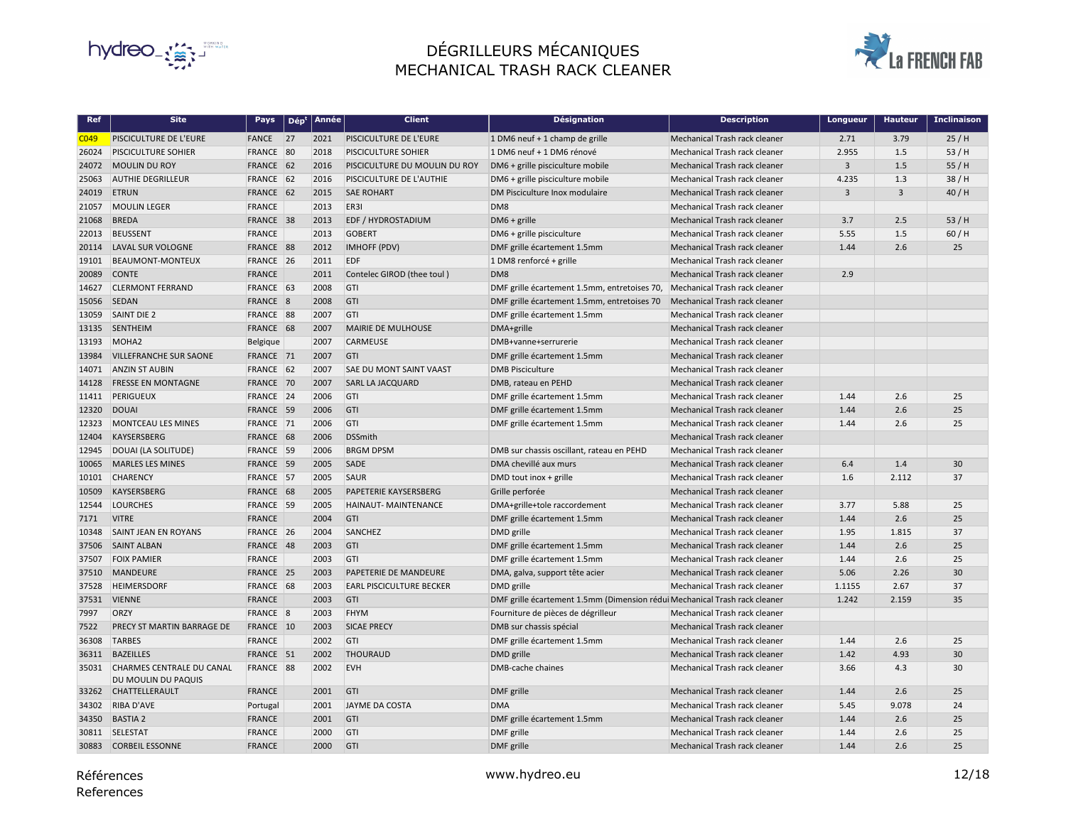# DÉGRILLEURS MÉCANIQUES
# MECHANICAL TRASH RACK CLEANER

| Ref | Site | Pays | Dép[t] | Année | Client | Désignation | Description | Longueur | Hauteur | Inclinaison |
|---|---|---|---|---|---|---|---|---|---|---|
| C049 | PISCICULTURE DE L'EURE | FANCE | 27 | 2021 | PISCICULTURE DE L'EURE | 1 DM6 neuf + 1 champ de grille | Mechanical Trash rack cleaner | 2.71 | 3.79 | 25 / H |
| 26024 | PISCICULTURE SOHIER | FRANCE | 80 | 2018 | PISCICULTURE SOHIER | 1 DM6 neuf + 1 DM6 rénové | Mechanical Trash rack cleaner | 2.955 | 1.5 | 53 / H |
| 24072 | MOULIN DU ROY | FRANCE | 62 | 2016 | PISCICULTURE DU MOULIN DU ROY | DM6 + grille pisciculture mobile | Mechanical Trash rack cleaner | 3 | 1.5 | 55 / H |
| 25063 | AUTHIE DEGRILLEUR | FRANCE | 62 | 2016 | PISCICULTURE DE L'AUTHIE | DM6 + grille pisciculture mobile | Mechanical Trash rack cleaner | 4.235 | 1.3 | 38 / H |
| 24019 | ETRUN | FRANCE | 62 | 2015 | SAE ROHART | DM Pisciculture Inox modulaire | Mechanical Trash rack cleaner | 3 | 3 | 40 / H |
| 21057 | MOULIN LEGER | FRANCE | | 2013 | ER3I | DM8 | Mechanical Trash rack cleaner | | | |
| 21068 | BREDA | FRANCE | 38 | 2013 | EDF / HYDROSTADIUM | DM6 + grille | Mechanical Trash rack cleaner | 3.7 | 2.5 | 53 / H |
| 22013 | BEUSSENT | FRANCE | | 2013 | GOBERT | DM6 + grille pisciculture | Mechanical Trash rack cleaner | 5.55 | 1.5 | 60 / H |
| 20114 | LAVAL SUR VOLOGNE | FRANCE | 88 | 2012 | IMHOFF (PDV) | DMF grille écartement 1.5mm | Mechanical Trash rack cleaner | 1.44 | 2.6 | 25 |
| 19101 | BEAUMONT-MONTEUX | FRANCE | 26 | 2011 | EDF | 1 DM8 renforcé + grille | Mechanical Trash rack cleaner | | | |
| 20089 | CONTE | FRANCE | | 2011 | Contelec GIROD (thee toul ) | DM8 | Mechanical Trash rack cleaner | 2.9 | | |
| 14627 | CLERMONT FERRAND | FRANCE | 63 | 2008 | GTI | DMF grille écartement 1.5mm, entretoises 70, | Mechanical Trash rack cleaner | | | |
| 15056 | SEDAN | FRANCE | 8 | 2008 | GTI | DMF grille écartement 1.5mm, entretoises 70 | Mechanical Trash rack cleaner | | | |
| 13059 | SAINT DIE 2 | FRANCE | 88 | 2007 | GTI | DMF grille écartement 1.5mm | Mechanical Trash rack cleaner | | | |
| 13135 | SENTHEIM | FRANCE | 68 | 2007 | MAIRIE DE MULHOUSE | DMA+grille | Mechanical Trash rack cleaner | | | |
| 13193 | MOHA2 | Belgique | | 2007 | CARMEUSE | DMB+vanne+serrurerie | Mechanical Trash rack cleaner | | | |
| 13984 | VILLEFRANCHE SUR SAONE | FRANCE | 71 | 2007 | GTI | DMF grille écartement 1.5mm | Mechanical Trash rack cleaner | | | |
| 14071 | ANZIN ST AUBIN | FRANCE | 62 | 2007 | SAE DU MONT SAINT VAAST | DMB Pisciculture | Mechanical Trash rack cleaner | | | |
| 14128 | FRESSE EN MONTAGNE | FRANCE | 70 | 2007 | SARL LA JACQUARD | DMB, rateau en PEHD | Mechanical Trash rack cleaner | | | |
| 11411 | PERIGUEUX | FRANCE | 24 | 2006 | GTI | DMF grille écartement 1.5mm | Mechanical Trash rack cleaner | 1.44 | 2.6 | 25 |
| 12320 | DOUAI | FRANCE | 59 | 2006 | GTI | DMF grille écartement 1.5mm | Mechanical Trash rack cleaner | 1.44 | 2.6 | 25 |
| 12323 | MONTCEAU LES MINES | FRANCE | 71 | 2006 | GTI | DMF grille écartement 1.5mm | Mechanical Trash rack cleaner | 1.44 | 2.6 | 25 |
| 12404 | KAYSERSBERG | FRANCE | 68 | 2006 | DSSmith | | Mechanical Trash rack cleaner | | | |
| 12945 | DOUAI (LA SOLITUDE) | FRANCE | 59 | 2006 | BRGM DPSM | DMB sur chassis oscillant, rateau en PEHD | Mechanical Trash rack cleaner | | | |
| 10065 | MARLES LES MINES | FRANCE | 59 | 2005 | SADE | DMA chevillé aux murs | Mechanical Trash rack cleaner | 6.4 | 1.4 | 30 |
| 10101 | CHARENCY | FRANCE | 57 | 2005 | SAUR | DMD tout inox + grille | Mechanical Trash rack cleaner | 1.6 | 2.112 | 37 |
| 10509 | KAYSERSBERG | FRANCE | 68 | 2005 | PAPETERIE KAYSERSBERG | Grille perforée | Mechanical Trash rack cleaner | | | |
| 12544 | LOURCHES | FRANCE | 59 | 2005 | HAINAUT- MAINTENANCE | DMA+grille+tole raccordement | Mechanical Trash rack cleaner | 3.77 | 5.88 | 25 |
| 7171 | VITRE | FRANCE | | 2004 | GTI | DMF grille écartement 1.5mm | Mechanical Trash rack cleaner | 1.44 | 2.6 | 25 |
| 10348 | SAINT JEAN EN ROYANS | FRANCE | 26 | 2004 | SANCHEZ | DMD grille | Mechanical Trash rack cleaner | 1.95 | 1.815 | 37 |
| 37506 | SAINT ALBAN | FRANCE | 48 | 2003 | GTI | DMF grille écartement 1.5mm | Mechanical Trash rack cleaner | 1.44 | 2.6 | 25 |
| 37507 | FOIX PAMIER | FRANCE | | 2003 | GTI | DMF grille écartement 1.5mm | Mechanical Trash rack cleaner | 1.44 | 2.6 | 25 |
| 37510 | MANDEURE | FRANCE | 25 | 2003 | PAPETERIE DE MANDEURE | DMA, galva, support tête acier | Mechanical Trash rack cleaner | 5.06 | 2.26 | 30 |
| 37528 | HEIMERSDORF | FRANCE | 68 | 2003 | EARL PISCICULTURE BECKER | DMD grille | Mechanical Trash rack cleaner | 1.1155 | 2.67 | 37 |
| 37531 | VIENNE | FRANCE | | 2003 | GTI | DMF grille écartement 1.5mm (Dimension rédui | Mechanical Trash rack cleaner | 1.242 | 2.159 | 35 |
| 7997 | ORZY | FRANCE | 8 | 2003 | FHYM | Fourniture de pièces de dégrilleur | Mechanical Trash rack cleaner | | | |
| 7522 | PRECY ST MARTIN BARRAGE DE | FRANCE | 10 | 2003 | SICAE PRECY | DMB sur chassis spécial | Mechanical Trash rack cleaner | | | |
| 36308 | TARBES | FRANCE | | 2002 | GTI | DMF grille écartement 1.5mm | Mechanical Trash rack cleaner | 1.44 | 2.6 | 25 |
| 36311 | BAZEILLES | FRANCE | 51 | 2002 | THOURAUD | DMD grille | Mechanical Trash rack cleaner | 1.42 | 4.93 | 30 |
| 35031 | CHARMES CENTRALE DU CANAL DU MOULIN DU PAQUIS | FRANCE | 88 | 2002 | EVH | DMB-cache chaines | Mechanical Trash rack cleaner | 3.66 | 4.3 | 30 |
| 33262 | CHATTELLERAULT | FRANCE | | 2001 | GTI | DMF grille | Mechanical Trash rack cleaner | 1.44 | 2.6 | 25 |
| 34302 | RIBA D'AVE | Portugal | | 2001 | JAYME DA COSTA | DMA | Mechanical Trash rack cleaner | 5.45 | 9.078 | 24 |
| 34350 | BASTIA 2 | FRANCE | | 2001 | GTI | DMF grille écartement 1.5mm | Mechanical Trash rack cleaner | 1.44 | 2.6 | 25 |
| 30811 | SELESTAT | FRANCE | | 2000 | GTI | DMF grille | Mechanical Trash rack cleaner | 1.44 | 2.6 | 25 |
| 30883 | CORBEIL ESSONNE | FRANCE | | 2000 | GTI | DMF grille | Mechanical Trash rack cleaner | 1.44 | 2.6 | 25 |

Références
References

www.hydreo.eu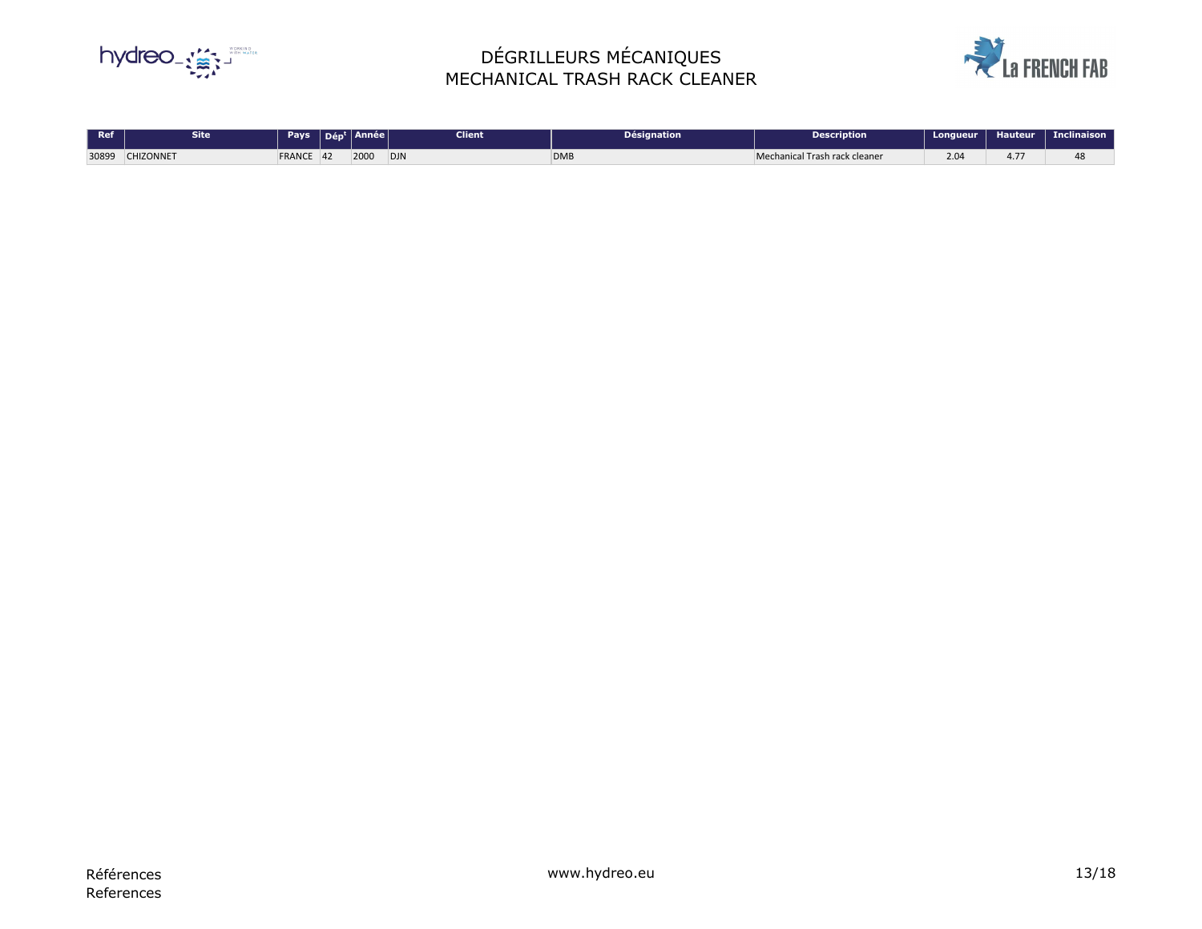# DÉGRILLEURS MÉCANIQUES
# MECHANICAL TRASH RACK CLEANER

| Ref | Site | Pays | Dépᵗ | Année | Client | Désignation | Description | Longueur | Hauteur | Inclinaison |
|---|---|---|---|---|---|---|---|---|---|---|
| 30899 | CHIZONNET | FRANCE | 42 | 2000 | DJN | DMB | Mechanical Trash rack cleaner | 2.04 | 4.77 | 48 |

Références
References

www.hydreo.eu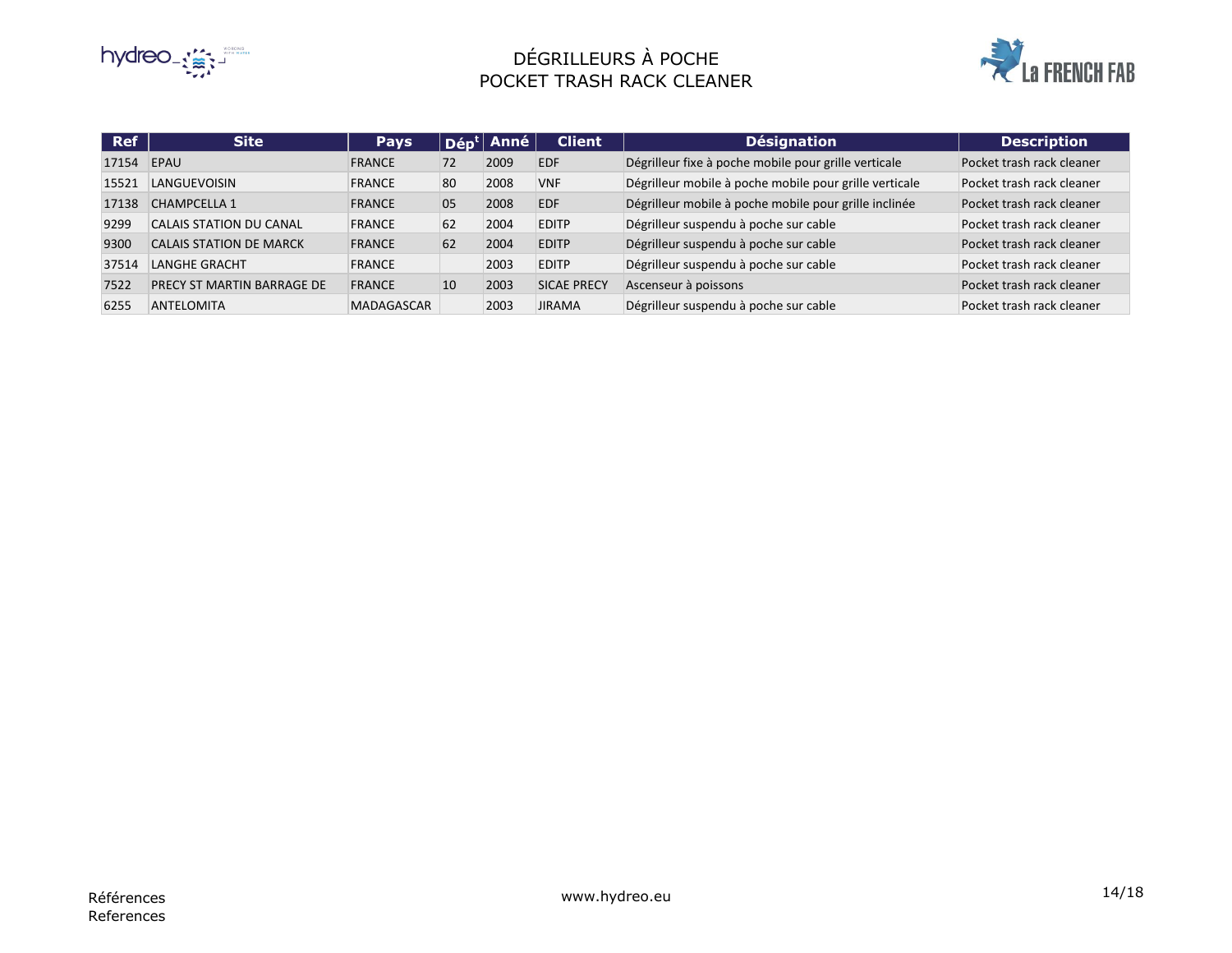# DÉGRILLEURS À POCHE
# POCKET TRASH RACK CLEANER

| Ref | Site | Pays | Dép[t] | Anné | Client | Désignation | Description |
|---|---|---|---|---|---|---|---|
| 17154 | EPAU | FRANCE | 72 | 2009 | EDF | Dégrilleur fixe à poche mobile pour grille verticale | Pocket trash rack cleaner |
| 15521 | LANGUEVOISIN | FRANCE | 80 | 2008 | VNF | Dégrilleur mobile à poche mobile pour grille verticale | Pocket trash rack cleaner |
| 17138 | CHAMPCELLA 1 | FRANCE | 05 | 2008 | EDF | Dégrilleur mobile à poche mobile pour grille inclinée | Pocket trash rack cleaner |
| 9299 | CALAIS STATION DU CANAL | FRANCE | 62 | 2004 | EDITP | Dégrilleur suspendu à poche sur cable | Pocket trash rack cleaner |
| 9300 | CALAIS STATION DE MARCK | FRANCE | 62 | 2004 | EDITP | Dégrilleur suspendu à poche sur cable | Pocket trash rack cleaner |
| 37514 | LANGHE GRACHT | FRANCE | | 2003 | EDITP | Dégrilleur suspendu à poche sur cable | Pocket trash rack cleaner |
| 7522 | PRECY ST MARTIN BARRAGE DE | FRANCE | 10 | 2003 | SICAE PRECY | Ascenseur à poissons | Pocket trash rack cleaner |
| 6255 | ANTELOMITA | MADAGASCAR | | 2003 | JIRAMA | Dégrilleur suspendu à poche sur cable | Pocket trash rack cleaner |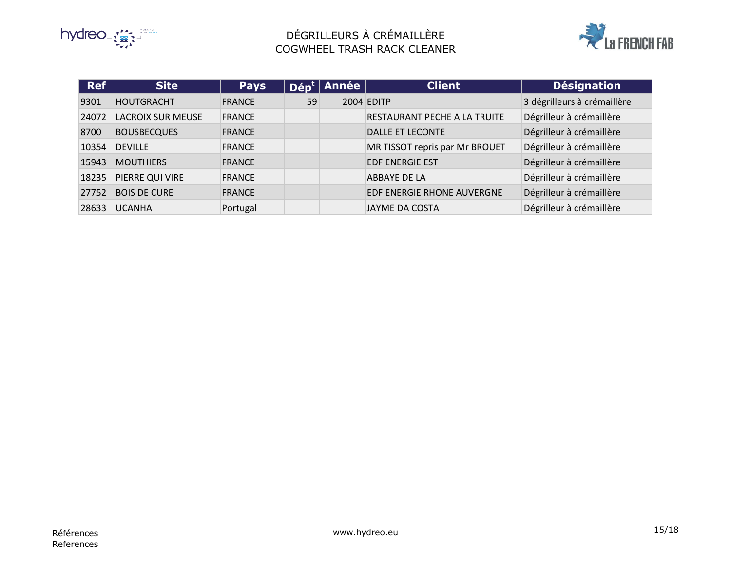# DÉGRILLEURS À CRÉMAILLÈRE
# COGWHEEL TRASH RACK CLEANER

| Ref | Site | Pays | Dép[t] | Année | Client | Désignation |
|---|---|---|---|---|---|---|
| 9301 | HOUTGRACHT | FRANCE | 59 | 2004 | EDITP | 3 dégrilleurs à crémaillère |
| 24072 | LACROIX SUR MEUSE | FRANCE | | | RESTAURANT PECHE A LA TRUITE | Dégrilleur à crémaillère |
| 8700 | BOUSBECQUES | FRANCE | | | DALLE ET LECONTE | Dégrilleur à crémaillère |
| 10354 | DEVILLE | FRANCE | | | MR TISSOT repris par Mr BROUET | Dégrilleur à crémaillère |
| 15943 | MOUTHIERS | FRANCE | | | EDF ENERGIE EST | Dégrilleur à crémaillère |
| 18235 | PIERRE QUI VIRE | FRANCE | | | ABBAYE DE LA | Dégrilleur à crémaillère |
| 27752 | BOIS DE CURE | FRANCE | | | EDF ENERGIE RHONE AUVERGNE | Dégrilleur à crémaillère |
| 28633 | UCANHA | Portugal | | | JAYME DA COSTA | Dégrilleur à crémaillère |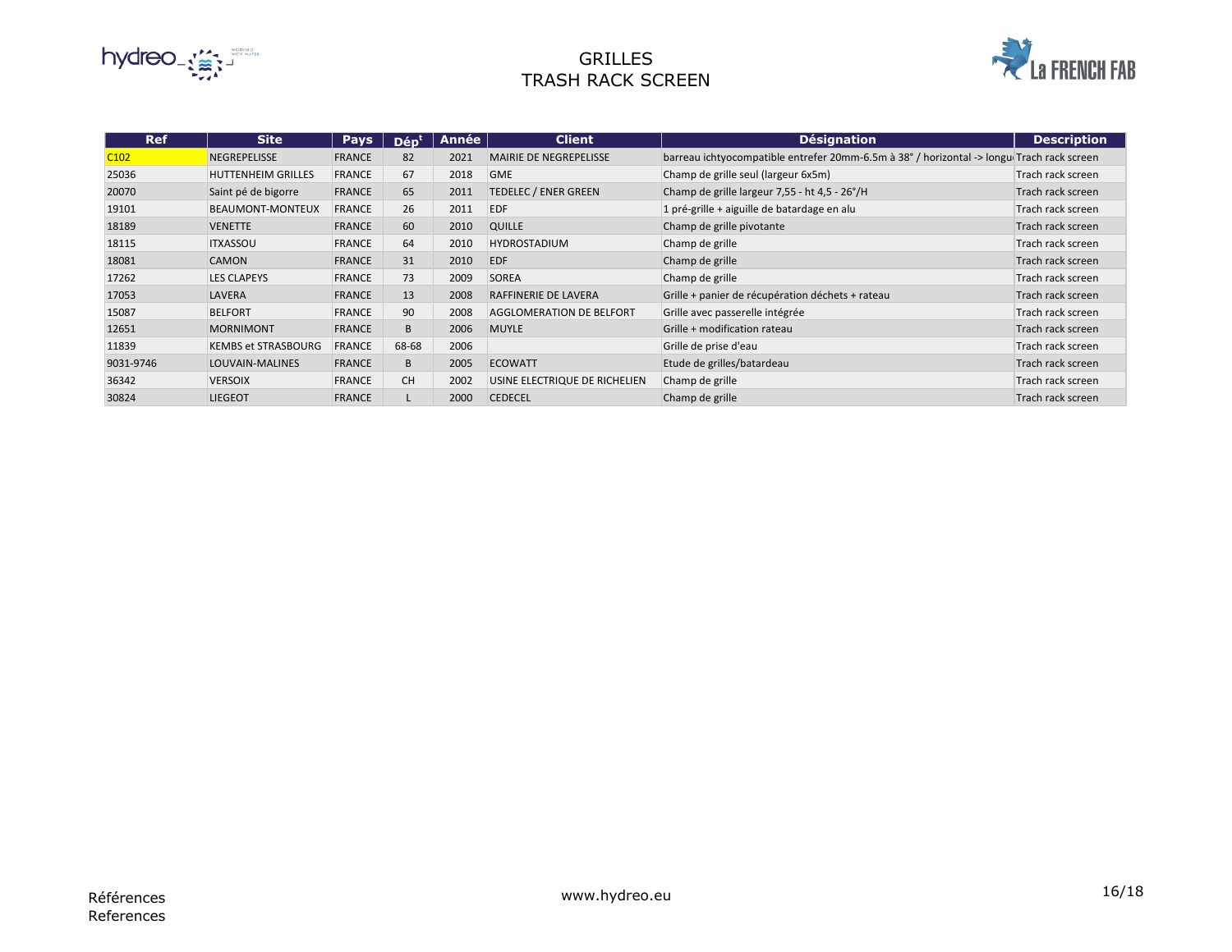# GRILLES
# TRASH RACK SCREEN

| Ref | Site | Pays | Dép[t] | Année | Client | Désignation | Description |
|---|---|---|---|---|---|---|---|
| C102 | NEGREPELISSE | FRANCE | 82 | 2021 | MAIRIE DE NEGREPELISSE | barreau ichtyocompatible entrefer 20mm-6.5m à 38° / horizontal -> longu | Trach rack screen |
| 25036 | HUTTENHEIM GRILLES | FRANCE | 67 | 2018 | GME | Champ de grille seul (largeur 6x5m) | Trach rack screen |
| 20070 | Saint pé de bigorre | FRANCE | 65 | 2011 | TEDELEC / ENER GREEN | Champ de grille largeur 7,55 - ht 4,5 - 26°/H | Trach rack screen |
| 19101 | BEAUMONT-MONTEUX | FRANCE | 26 | 2011 | EDF | 1 pré-grille + aiguille de batardage en alu | Trach rack screen |
| 18189 | VENETTE | FRANCE | 60 | 2010 | QUILLE | Champ de grille pivotante | Trach rack screen |
| 18115 | ITXASSOU | FRANCE | 64 | 2010 | HYDROSTADIUM | Champ de grille | Trach rack screen |
| 18081 | CAMON | FRANCE | 31 | 2010 | EDF | Champ de grille | Trach rack screen |
| 17262 | LES CLAPEYS | FRANCE | 73 | 2009 | SOREA | Champ de grille | Trach rack screen |
| 17053 | LAVERA | FRANCE | 13 | 2008 | RAFFINERIE DE LAVERA | Grille + panier de récupération déchets + rateau | Trach rack screen |
| 15087 | BELFORT | FRANCE | 90 | 2008 | AGGLOMERATION DE BELFORT | Grille avec passerelle intégrée | Trach rack screen |
| 12651 | MORNIMONT | FRANCE | B | 2006 | MUYLE | Grille + modification rateau | Trach rack screen |
| 11839 | KEMBS et STRASBOURG | FRANCE | 68-68 | 2006 | | Grille de prise d'eau | Trach rack screen |
| 9031-9746 | LOUVAIN-MALINES | FRANCE | B | 2005 | ECOWATT | Etude de grilles/batardeau | Trach rack screen |
| 36342 | VERSOIX | FRANCE | CH | 2002 | USINE ELECTRIQUE DE RICHELIEN | Champ de grille | Trach rack screen |
| 30824 | LIEGEOT | FRANCE | L | 2000 | CEDECEL | Champ de grille | Trach rack screen |

Références
References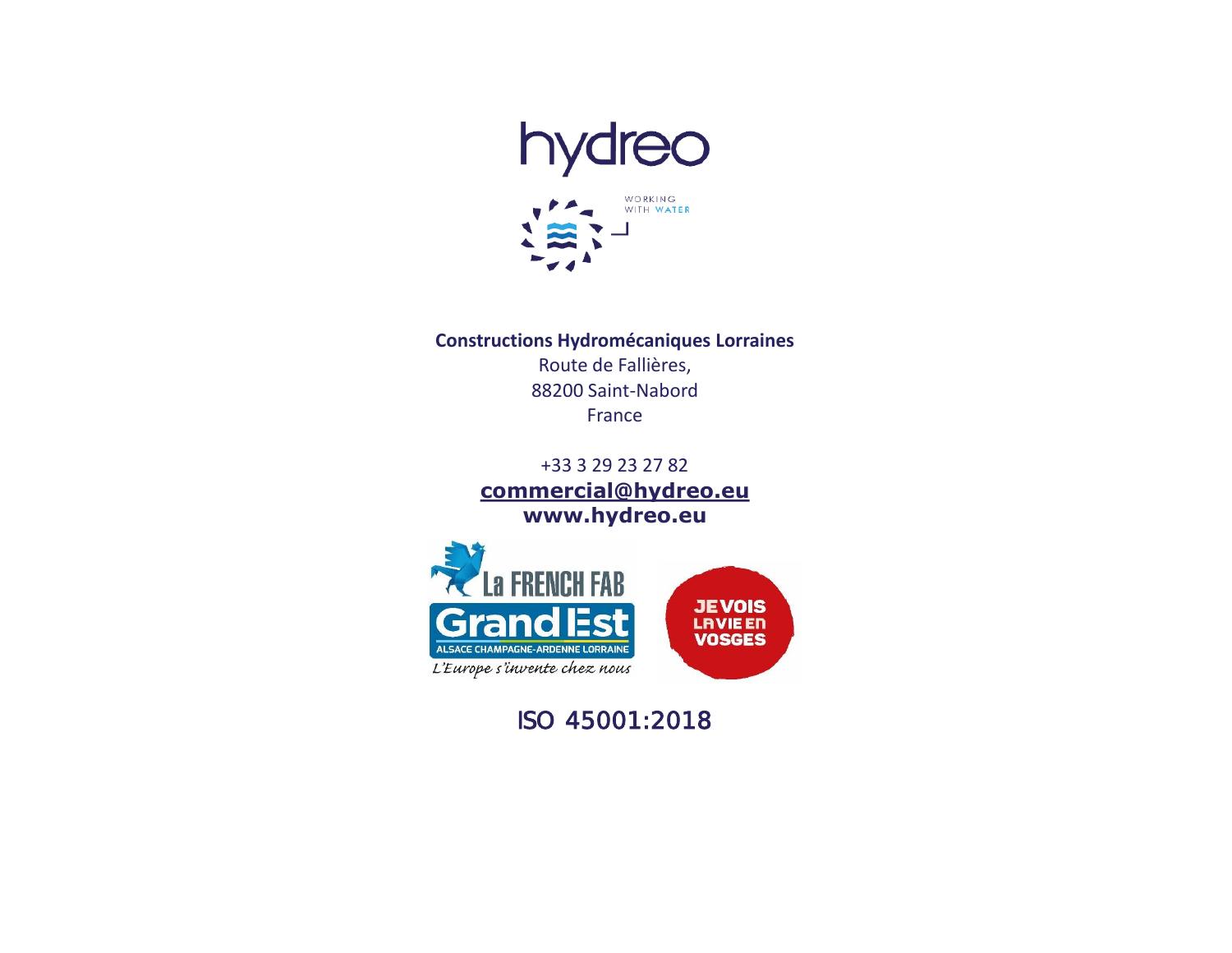hydreo

WORKING WITH WATER

**Constructions Hydromécaniques Lorraines**
Route de Fallières,
88200 Saint-Nabord
France

+33 3 29 23 27 82
**commercial@hydreo.eu**
**www.hydreo.eu**

La FRENCH FAB

Grand Est
ALSACE CHAMPAGNE-ARDENNE LORRAINE
*L'Europe s'invente chez nous*

JE VOIS LA VIE EN VOSGES

ISO 45001:2018